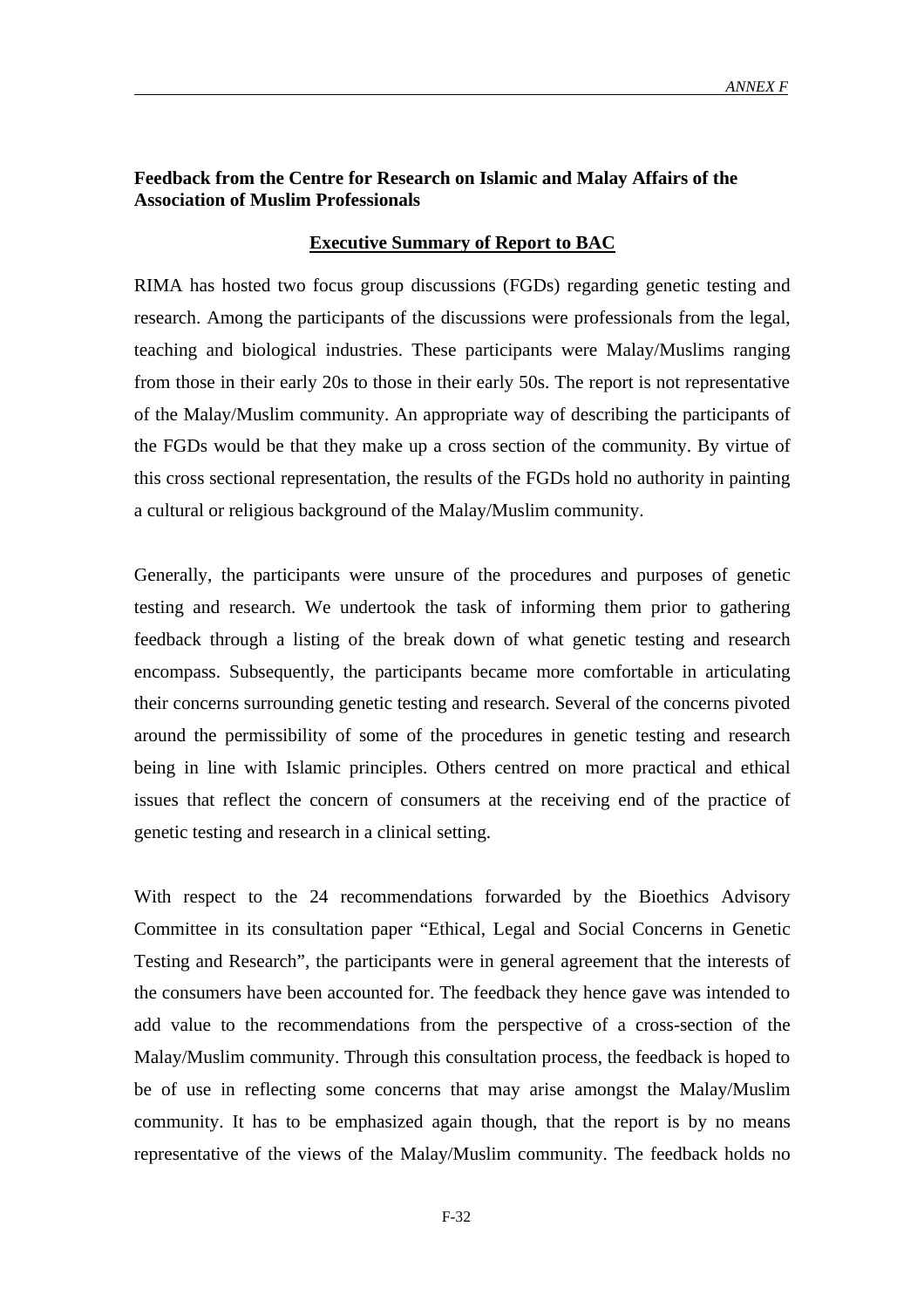**Feedback from the Centre for Research on Islamic and Malay Affairs of the Association of Muslim Professionals**

**Executive Summary of Report to BAC**

RIMA has hosted two focus group discussions (FGDs) regarding genetic testing and research. Among the participants of the discussions were professionals from the legal, teaching and biological industries. These participants were Malay/Muslims ranging from those in their early 20s to those in their early 50s. The report is not representative of the Malay/Muslim community. An appropriate way of describing the participants of the FGDs would be that they make up a cross section of the community. By virtue of this cross sectional representation, the results of the FGDs hold no authority in painting a cultural or religious background of the Malay/Muslim community.

Generally, the participants were unsure of the procedures and purposes of genetic testing and research. We undertook the task of informing them prior to gathering feedback through a listing of the break down of what genetic testing and research encompass. Subsequently, the participants became more comfortable in articulating their concerns surrounding genetic testing and research. Several of the concerns pivoted around the permissibility of some of the procedures in genetic testing and research being in line with Islamic principles. Others centred on more practical and ethical issues that reflect the concern of consumers at the receiving end of the practice of genetic testing and research in a clinical setting.

With respect to the 24 recommendations forwarded by the Bioethics Advisory Committee in its consultation paper "Ethical, Legal and Social Concerns in Genetic Testing and Research", the participants were in general agreement that the interests of the consumers have been accounted for. The feedback they hence gave was intended to add value to the recommendations from the perspective of a cross-section of the Malay/Muslim community. Through this consultation process, the feedback is hoped to be of use in reflecting some concerns that may arise amongst the Malay/Muslim community. It has to be emphasized again though, that the report is by no means representative of the views of the Malay/Muslim community. The feedback holds no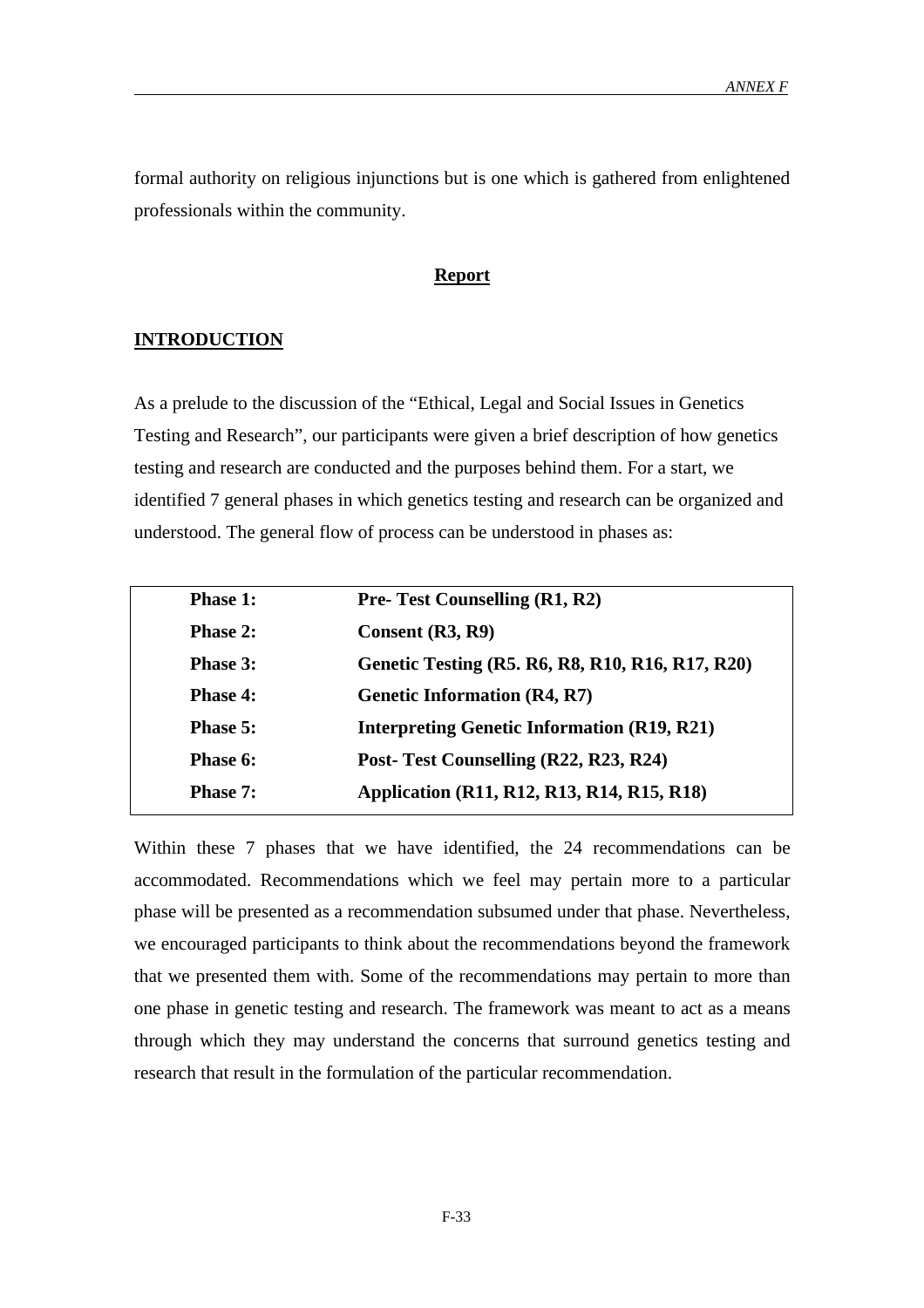formal authority on religious injunctions but is one which is gathered from enlightened professionals within the community.

## Report

### INTRODUCTION

As a prelude to the discussion of the "Ethical, Legal and Social Issues in Genetics Testing and Research", our participants were given a brief description of how genetics testing and research are conducted and the purposes behind them. For a start, we identified 7 general phases in which genetics testing and research can be organized and understood. The general flow of process can be understood in phases as:

| | |
|---|---|
| **Phase 1:** | **Pre- Test Counselling (R1, R2)** |
| **Phase 2:** | **Consent (R3, R9)** |
| **Phase 3:** | **Genetic Testing (R5. R6, R8, R10, R16, R17, R20)** |
| **Phase 4:** | **Genetic Information (R4, R7)** |
| **Phase 5:** | **Interpreting Genetic Information (R19, R21)** |
| **Phase 6:** | **Post- Test Counselling (R22, R23, R24)** |
| **Phase 7:** | **Application (R11, R12, R13, R14, R15, R18)** |

Within these 7 phases that we have identified, the 24 recommendations can be accommodated. Recommendations which we feel may pertain more to a particular phase will be presented as a recommendation subsumed under that phase. Nevertheless, we encouraged participants to think about the recommendations beyond the framework that we presented them with. Some of the recommendations may pertain to more than one phase in genetic testing and research. The framework was meant to act as a means through which they may understand the concerns that surround genetics testing and research that result in the formulation of the particular recommendation.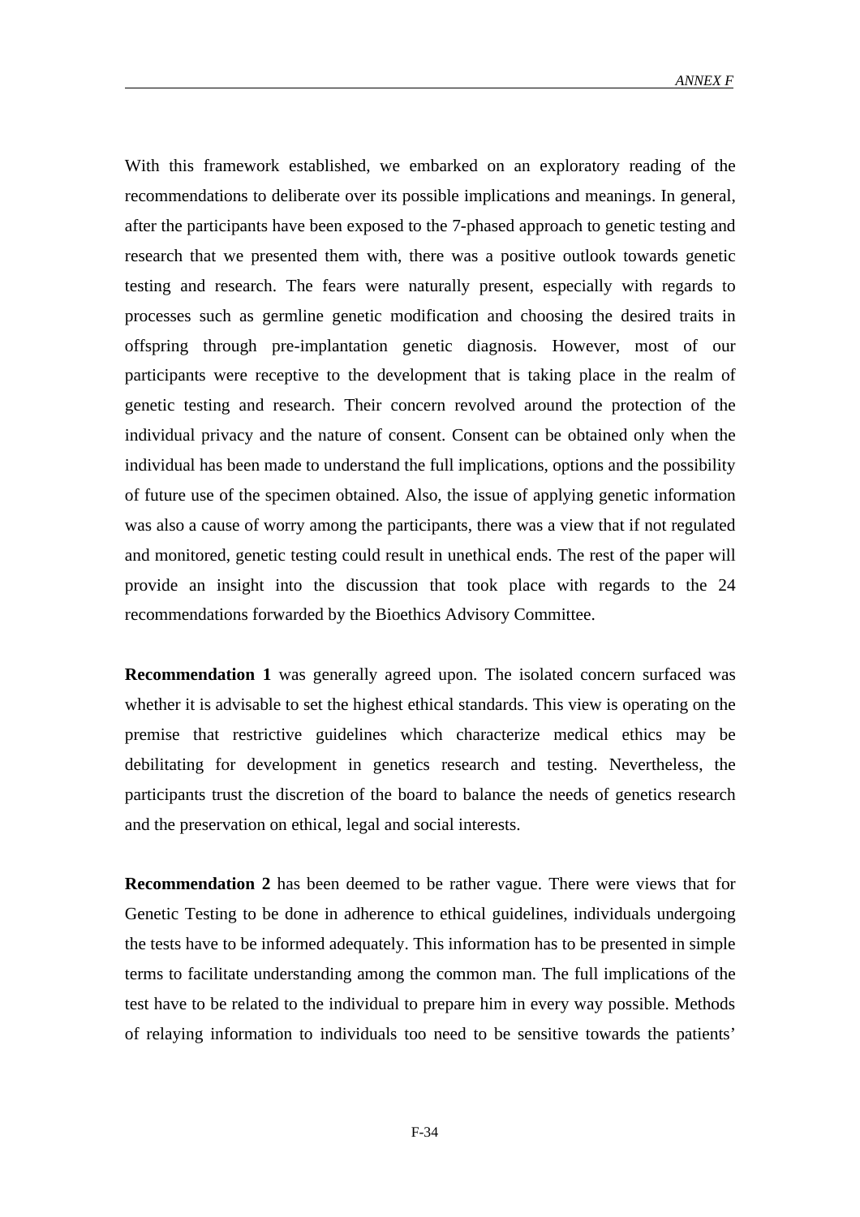With this framework established, we embarked on an exploratory reading of the recommendations to deliberate over its possible implications and meanings. In general, after the participants have been exposed to the 7-phased approach to genetic testing and research that we presented them with, there was a positive outlook towards genetic testing and research. The fears were naturally present, especially with regards to processes such as germline genetic modification and choosing the desired traits in offspring through pre-implantation genetic diagnosis. However, most of our participants were receptive to the development that is taking place in the realm of genetic testing and research. Their concern revolved around the protection of the individual privacy and the nature of consent. Consent can be obtained only when the individual has been made to understand the full implications, options and the possibility of future use of the specimen obtained. Also, the issue of applying genetic information was also a cause of worry among the participants, there was a view that if not regulated and monitored, genetic testing could result in unethical ends. The rest of the paper will provide an insight into the discussion that took place with regards to the 24 recommendations forwarded by the Bioethics Advisory Committee.

**Recommendation 1** was generally agreed upon. The isolated concern surfaced was whether it is advisable to set the highest ethical standards. This view is operating on the premise that restrictive guidelines which characterize medical ethics may be debilitating for development in genetics research and testing. Nevertheless, the participants trust the discretion of the board to balance the needs of genetics research and the preservation on ethical, legal and social interests.

**Recommendation 2** has been deemed to be rather vague. There were views that for Genetic Testing to be done in adherence to ethical guidelines, individuals undergoing the tests have to be informed adequately. This information has to be presented in simple terms to facilitate understanding among the common man. The full implications of the test have to be related to the individual to prepare him in every way possible. Methods of relaying information to individuals too need to be sensitive towards the patients'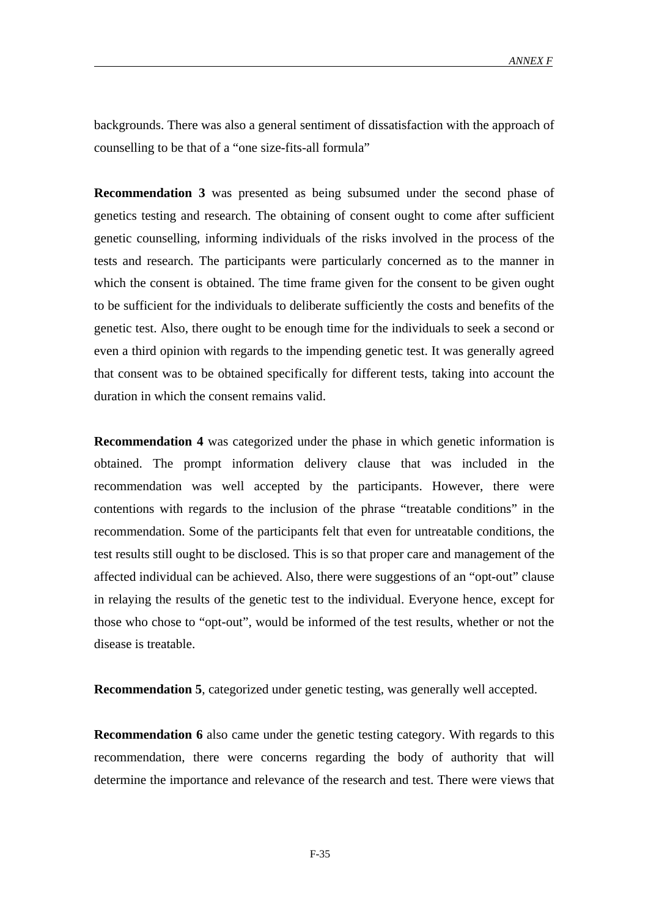backgrounds. There was also a general sentiment of dissatisfaction with the approach of counselling to be that of a "one size-fits-all formula"

**Recommendation 3** was presented as being subsumed under the second phase of genetics testing and research. The obtaining of consent ought to come after sufficient genetic counselling, informing individuals of the risks involved in the process of the tests and research. The participants were particularly concerned as to the manner in which the consent is obtained. The time frame given for the consent to be given ought to be sufficient for the individuals to deliberate sufficiently the costs and benefits of the genetic test. Also, there ought to be enough time for the individuals to seek a second or even a third opinion with regards to the impending genetic test. It was generally agreed that consent was to be obtained specifically for different tests, taking into account the duration in which the consent remains valid.

**Recommendation 4** was categorized under the phase in which genetic information is obtained. The prompt information delivery clause that was included in the recommendation was well accepted by the participants. However, there were contentions with regards to the inclusion of the phrase "treatable conditions" in the recommendation. Some of the participants felt that even for untreatable conditions, the test results still ought to be disclosed. This is so that proper care and management of the affected individual can be achieved. Also, there were suggestions of an "opt-out" clause in relaying the results of the genetic test to the individual. Everyone hence, except for those who chose to "opt-out", would be informed of the test results, whether or not the disease is treatable.

**Recommendation 5**, categorized under genetic testing, was generally well accepted.

**Recommendation 6** also came under the genetic testing category. With regards to this recommendation, there were concerns regarding the body of authority that will determine the importance and relevance of the research and test. There were views that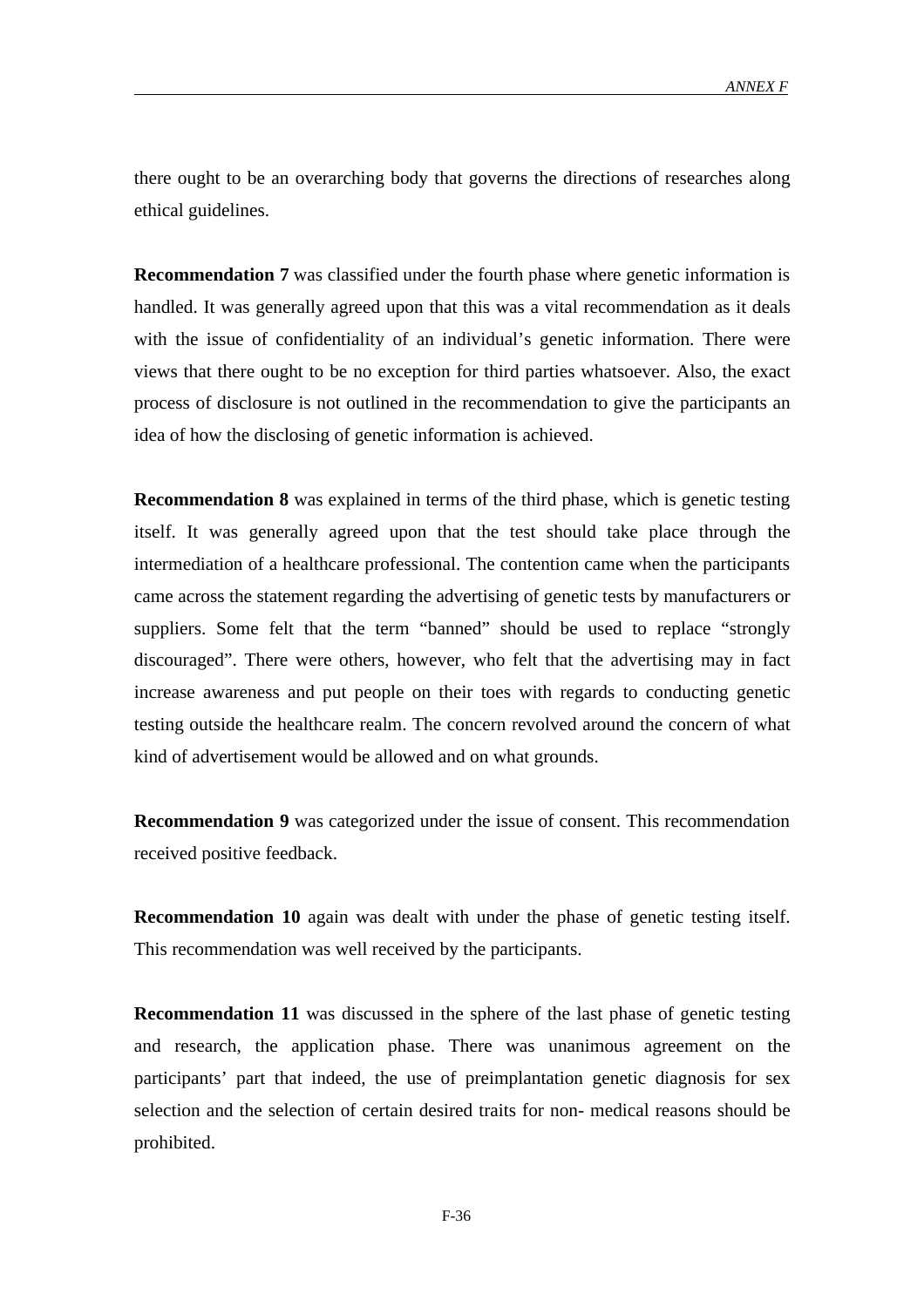there ought to be an overarching body that governs the directions of researches along ethical guidelines.

**Recommendation 7** was classified under the fourth phase where genetic information is handled. It was generally agreed upon that this was a vital recommendation as it deals with the issue of confidentiality of an individual's genetic information. There were views that there ought to be no exception for third parties whatsoever. Also, the exact process of disclosure is not outlined in the recommendation to give the participants an idea of how the disclosing of genetic information is achieved.

**Recommendation 8** was explained in terms of the third phase, which is genetic testing itself. It was generally agreed upon that the test should take place through the intermediation of a healthcare professional. The contention came when the participants came across the statement regarding the advertising of genetic tests by manufacturers or suppliers. Some felt that the term "banned" should be used to replace "strongly discouraged". There were others, however, who felt that the advertising may in fact increase awareness and put people on their toes with regards to conducting genetic testing outside the healthcare realm. The concern revolved around the concern of what kind of advertisement would be allowed and on what grounds.

**Recommendation 9** was categorized under the issue of consent. This recommendation received positive feedback.

**Recommendation 10** again was dealt with under the phase of genetic testing itself. This recommendation was well received by the participants.

**Recommendation 11** was discussed in the sphere of the last phase of genetic testing and research, the application phase. There was unanimous agreement on the participants' part that indeed, the use of preimplantation genetic diagnosis for sex selection and the selection of certain desired traits for non- medical reasons should be prohibited.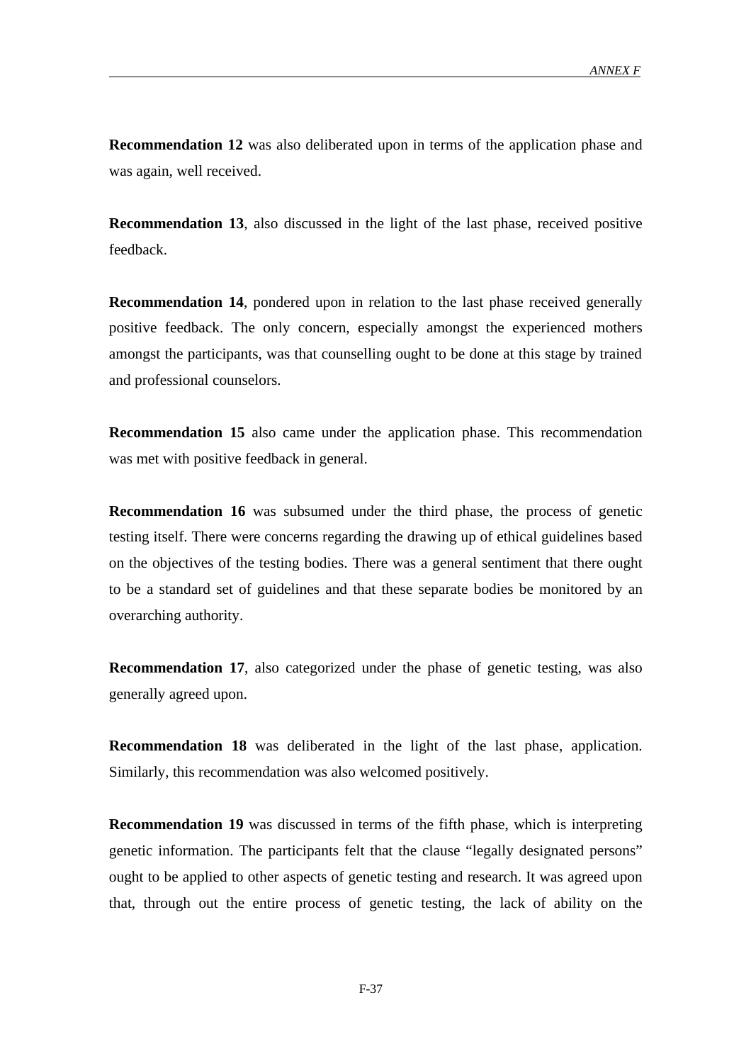**Recommendation 12** was also deliberated upon in terms of the application phase and was again, well received.

**Recommendation 13**, also discussed in the light of the last phase, received positive feedback.

**Recommendation 14**, pondered upon in relation to the last phase received generally positive feedback. The only concern, especially amongst the experienced mothers amongst the participants, was that counselling ought to be done at this stage by trained and professional counselors.

**Recommendation 15** also came under the application phase. This recommendation was met with positive feedback in general.

**Recommendation 16** was subsumed under the third phase, the process of genetic testing itself. There were concerns regarding the drawing up of ethical guidelines based on the objectives of the testing bodies. There was a general sentiment that there ought to be a standard set of guidelines and that these separate bodies be monitored by an overarching authority.

**Recommendation 17**, also categorized under the phase of genetic testing, was also generally agreed upon.

**Recommendation 18** was deliberated in the light of the last phase, application. Similarly, this recommendation was also welcomed positively.

**Recommendation 19** was discussed in terms of the fifth phase, which is interpreting genetic information. The participants felt that the clause "legally designated persons" ought to be applied to other aspects of genetic testing and research. It was agreed upon that, through out the entire process of genetic testing, the lack of ability on the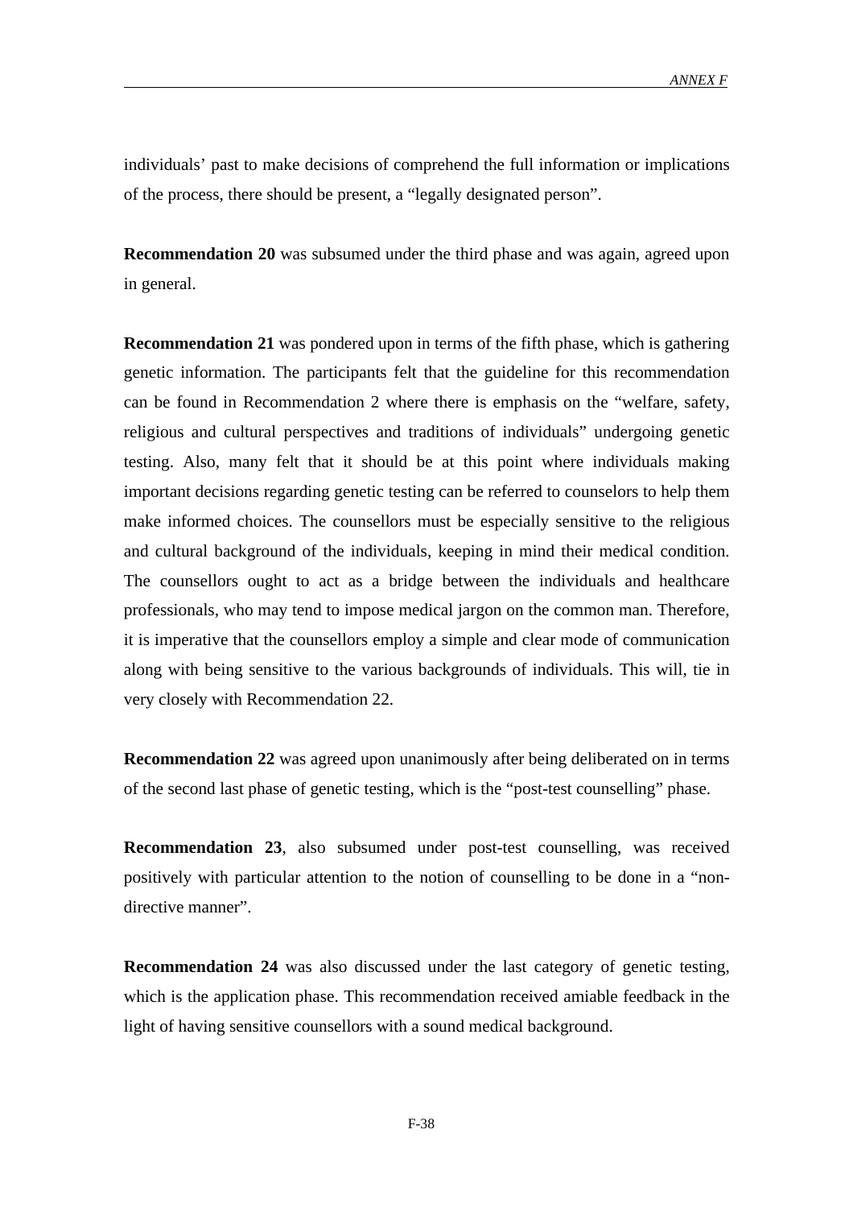individuals' past to make decisions of comprehend the full information or implications of the process, there should be present, a "legally designated person".

**Recommendation 20** was subsumed under the third phase and was again, agreed upon in general.

**Recommendation 21** was pondered upon in terms of the fifth phase, which is gathering genetic information. The participants felt that the guideline for this recommendation can be found in Recommendation 2 where there is emphasis on the "welfare, safety, religious and cultural perspectives and traditions of individuals" undergoing genetic testing. Also, many felt that it should be at this point where individuals making important decisions regarding genetic testing can be referred to counselors to help them make informed choices. The counsellors must be especially sensitive to the religious and cultural background of the individuals, keeping in mind their medical condition. The counsellors ought to act as a bridge between the individuals and healthcare professionals, who may tend to impose medical jargon on the common man. Therefore, it is imperative that the counsellors employ a simple and clear mode of communication along with being sensitive to the various backgrounds of individuals. This will, tie in very closely with Recommendation 22.

**Recommendation 22** was agreed upon unanimously after being deliberated on in terms of the second last phase of genetic testing, which is the "post-test counselling" phase.

**Recommendation 23**, also subsumed under post-test counselling, was received positively with particular attention to the notion of counselling to be done in a "non-directive manner".

**Recommendation 24** was also discussed under the last category of genetic testing, which is the application phase. This recommendation received amiable feedback in the light of having sensitive counsellors with a sound medical background.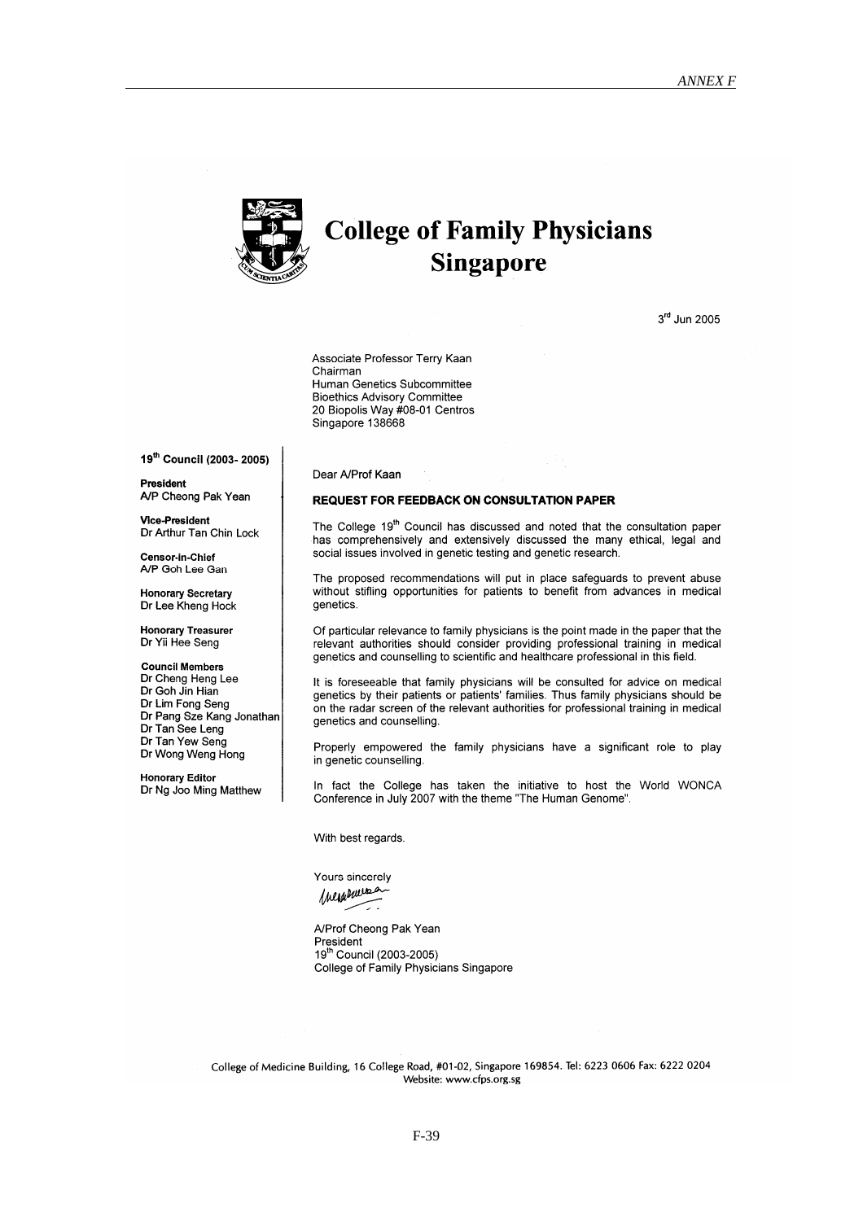# College of Family Physicians Singapore

3[rd] Jun 2005

Associate Professor Terry Kaan
Chairman
Human Genetics Subcommittee
Bioethics Advisory Committee
20 Biopolis Way #08-01 Centros
Singapore 138668

**19[th] Council (2003- 2005)**

**President**
A/P Cheong Pak Yean

**Vice-President**
Dr Arthur Tan Chin Lock

**Censor-in-Chief**
A/P Goh Lee Gan

**Honorary Secretary**
Dr Lee Kheng Hock

**Honorary Treasurer**
Dr Yii Hee Seng

**Council Members**
Dr Cheng Heng Lee
Dr Goh Jin Hian
Dr Lim Fong Seng
Dr Pang Sze Kang Jonathan
Dr Tan See Leng
Dr Tan Yew Seng
Dr Wong Weng Hong

**Honorary Editor**
Dr Ng Joo Ming Matthew

Dear A/Prof Kaan

**REQUEST FOR FEEDBACK ON CONSULTATION PAPER**

The College 19[th] Council has discussed and noted that the consultation paper has comprehensively and extensively discussed the many ethical, legal and social issues involved in genetic testing and genetic research.

The proposed recommendations will put in place safeguards to prevent abuse without stifling opportunities for patients to benefit from advances in medical genetics.

Of particular relevance to family physicians is the point made in the paper that the relevant authorities should consider providing professional training in medical genetics and counselling to scientific and healthcare professional in this field.

It is foreseeable that family physicians will be consulted for advice on medical genetics by their patients or patients' families. Thus family physicians should be on the radar screen of the relevant authorities for professional training in medical genetics and counselling.

Properly empowered the family physicians have a significant role to play in genetic counselling.

In fact the College has taken the initiative to host the World WONCA Conference in July 2007 with the theme "The Human Genome".

With best regards.

Yours sincerely

A/Prof Cheong Pak Yean
President
19[th] Council (2003-2005)
College of Family Physicians Singapore

College of Medicine Building, 16 College Road, #01-02, Singapore 169854. Tel: 6223 0606 Fax: 6222 0204
Website: www.cfps.org.sg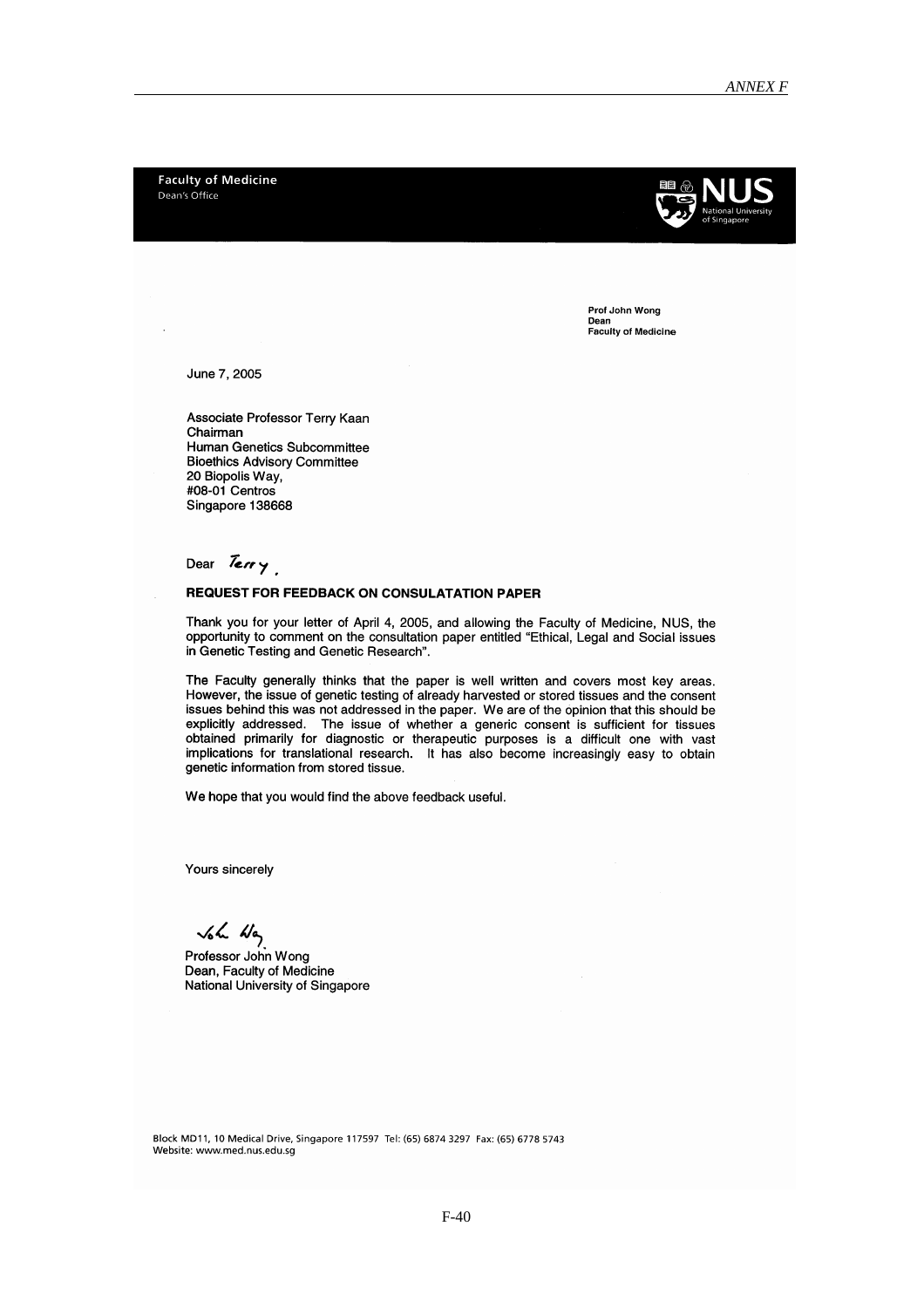Faculty of Medicine
Dean's Office

NUS
National University of Singapore

**Prof John Wong**
**Dean**
**Faculty of Medicine**

June 7, 2005

Associate Professor Terry Kaan
Chairman
Human Genetics Subcommittee
Bioethics Advisory Committee
20 Biopolis Way,
#08-01 Centros
Singapore 138668

Dear Terry,

**REQUEST FOR FEEDBACK ON CONSULATATION PAPER**

Thank you for your letter of April 4, 2005, and allowing the Faculty of Medicine, NUS, the opportunity to comment on the consultation paper entitled "Ethical, Legal and Social issues in Genetic Testing and Genetic Research".

The Faculty generally thinks that the paper is well written and covers most key areas. However, the issue of genetic testing of already harvested or stored tissues and the consent issues behind this was not addressed in the paper. We are of the opinion that this should be explicitly addressed. The issue of whether a generic consent is sufficient for tissues obtained primarily for diagnostic or therapeutic purposes is a difficult one with vast implications for translational research. It has also become increasingly easy to obtain genetic information from stored tissue.

We hope that you would find the above feedback useful.

Yours sincerely

Professor John Wong
Dean, Faculty of Medicine
National University of Singapore

Block MD11, 10 Medical Drive, Singapore 117597 Tel: (65) 6874 3297 Fax: (65) 6778 5743
Website: www.med.nus.edu.sg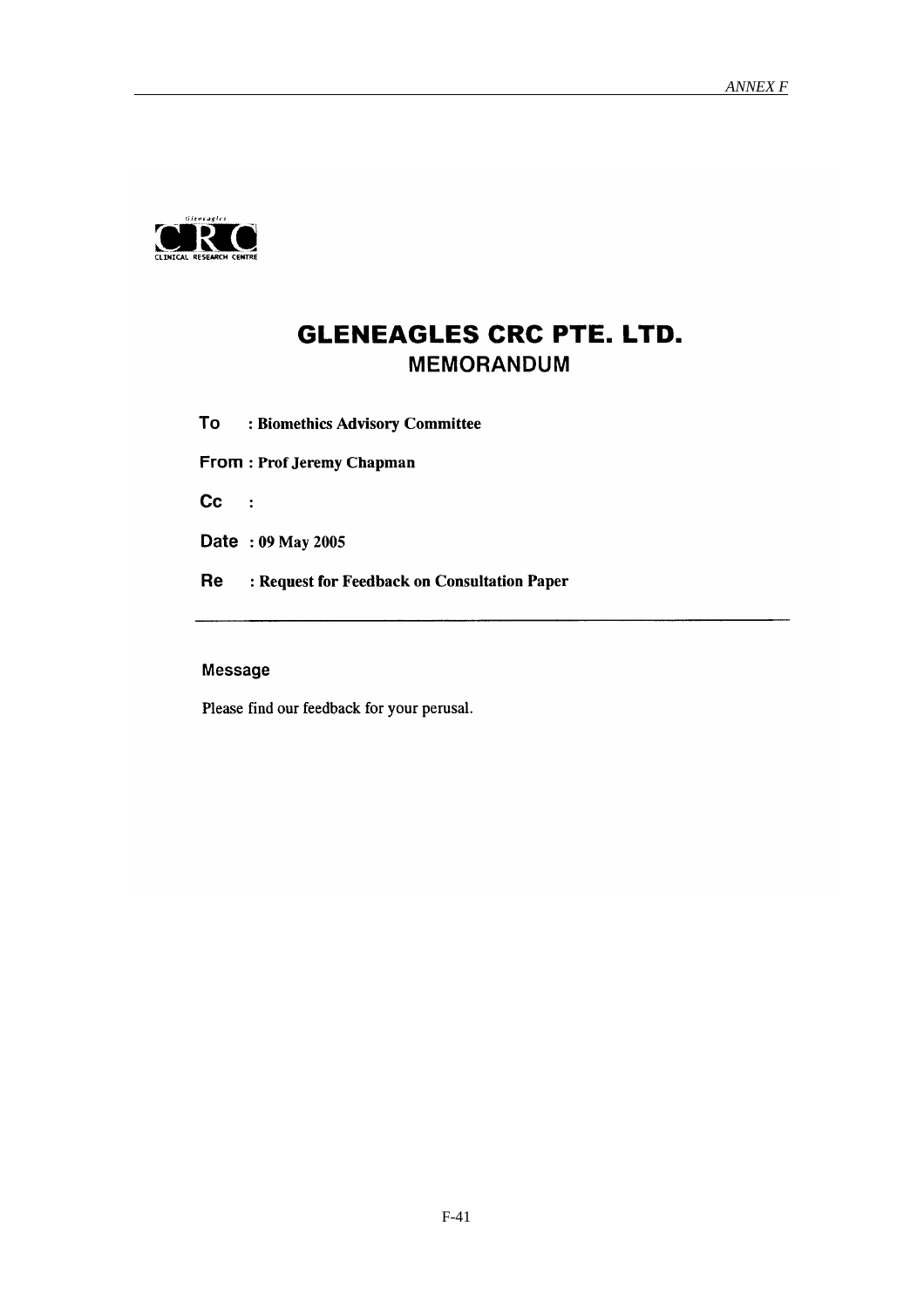Gleneagles
CRC
CLINICAL RESEARCH CENTRE

# GLENEAGLES CRC PTE. LTD.

## MEMORANDUM

**To** : **Biomethics Advisory Committee**

**From** : **Prof Jeremy Chapman**

**Cc** :

**Date** : **09 May 2005**

**Re** : **Request for Feedback on Consultation Paper**

---

### Message

Please find our feedback for your perusal.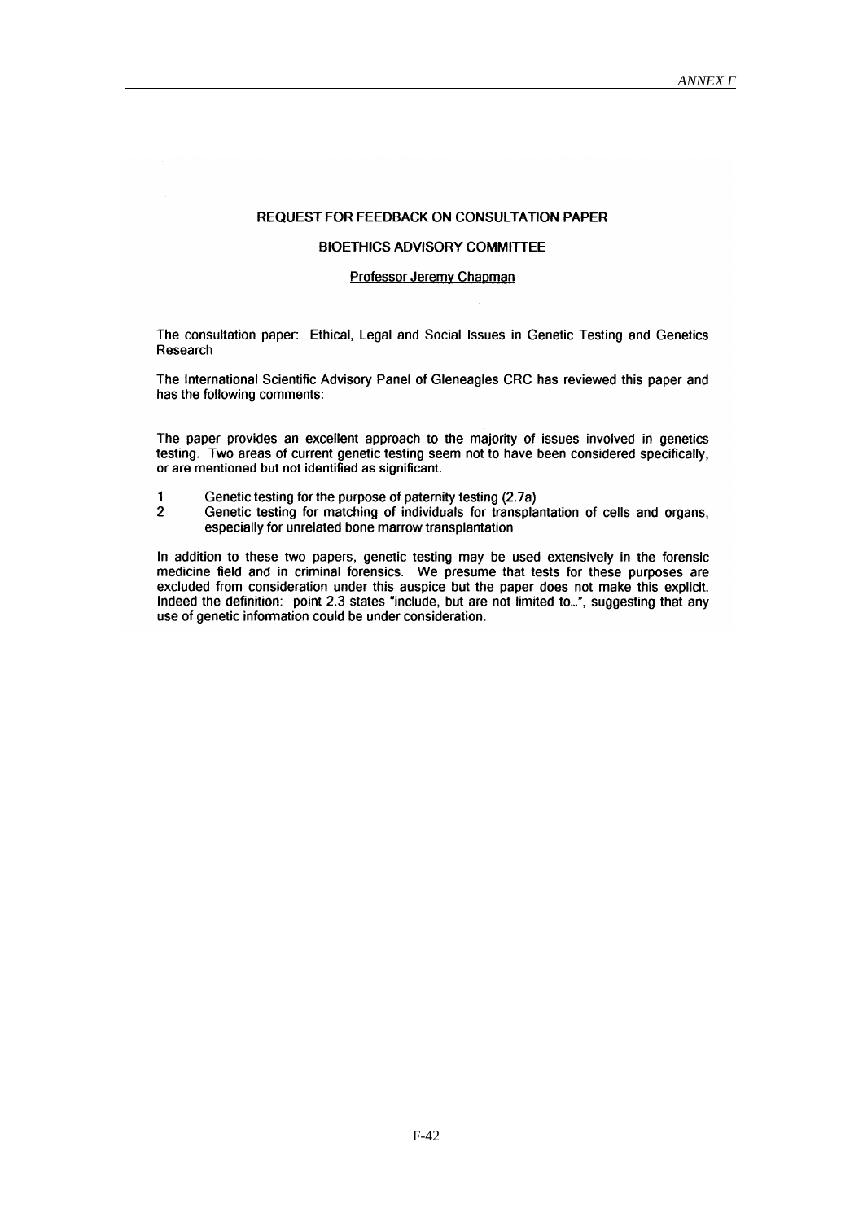**REQUEST FOR FEEDBACK ON CONSULTATION PAPER**

**BIOETHICS ADVISORY COMMITTEE**

Professor Jeremy Chapman

The consultation paper: Ethical, Legal and Social Issues in Genetic Testing and Genetics Research

The International Scientific Advisory Panel of Gleneagles CRC has reviewed this paper and has the following comments:

The paper provides an excellent approach to the majority of issues involved in genetics testing. Two areas of current genetic testing seem not to have been considered specifically, or are mentioned but not identified as significant.

1. Genetic testing for the purpose of paternity testing (2.7a)
2. Genetic testing for matching of individuals for transplantation of cells and organs, especially for unrelated bone marrow transplantation

In addition to these two papers, genetic testing may be used extensively in the forensic medicine field and in criminal forensics. We presume that tests for these purposes are excluded from consideration under this auspice but the paper does not make this explicit. Indeed the definition: point 2.3 states "include, but are not limited to...", suggesting that any use of genetic information could be under consideration.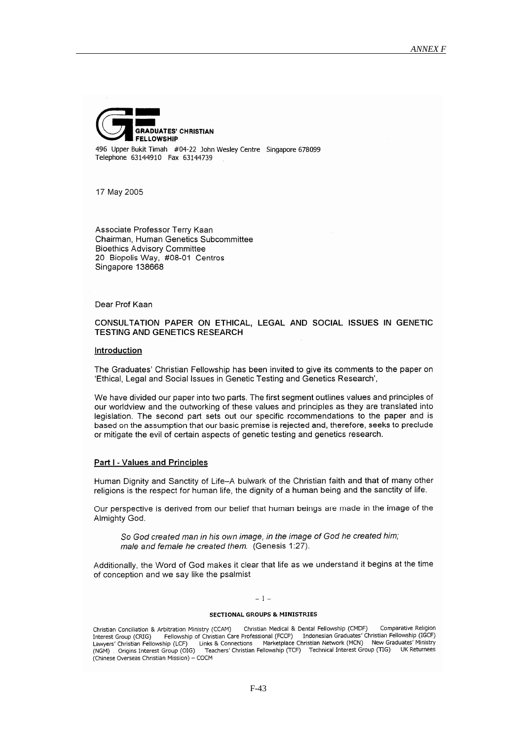GRADUATES' CHRISTIAN FELLOWSHIP

496 Upper Bukit Timah #04-22 John Wesley Centre Singapore 678099
Telephone 63144910 Fax 63144739

17 May 2005

Associate Professor Terry Kaan
Chairman, Human Genetics Subcommittee
Bioethics Advisory Committee
20 Biopolis Way, #08-01 Centros
Singapore 138668

Dear Prof Kaan

**CONSULTATION PAPER ON ETHICAL, LEGAL AND SOCIAL ISSUES IN GENETIC TESTING AND GENETICS RESEARCH**

**Introduction**

The Graduates' Christian Fellowship has been invited to give its comments to the paper on 'Ethical, Legal and Social Issues in Genetic Testing and Genetics Research',

We have divided our paper into two parts. The first segment outlines values and principles of our worldview and the outworking of these values and principles as they are translated into legislation. The second part sets out our specific recommendations to the paper and is based on the assumption that our basic premise is rejected and, therefore, seeks to preclude or mitigate the evil of certain aspects of genetic testing and genetics research.

**Part I - Values and Principles**

Human Dignity and Sanctity of Life–A bulwark of the Christian faith and that of many other religions is the respect for human life, the dignity of a human being and the sanctity of life.

Our perspective is derived from our belief that human beings are made in the image of the Almighty God.

> *So God created man in his own image, in the image of God he created him; male and female he created them.* (Genesis 1:27).

Additionally, the Word of God makes it clear that life as we understand it begins at the time of conception and we say like the psalmist

– 1 –

**SECTIONAL GROUPS & MINISTRIES**

Christian Conciliation & Arbitration Ministry (CCAM) Christian Medical & Dental Fellowship (CMDF) Comparative Religion Interest Group (CRIG) Fellowship of Christian Care Professional (FCCP) Indonesian Graduates' Christian Fellowship (IGCF) Lawyers' Christian Fellowship (LCF) Links & Connections Marketplace Christian Network (MCN) New Graduates' Ministry (NGM) . Origins Interest Group (OIG) Teachers' Christian Fellowship (TCF) Technical Interest Group (TIG) UK Returnees (Chinese Overseas Christian Mission) – COCM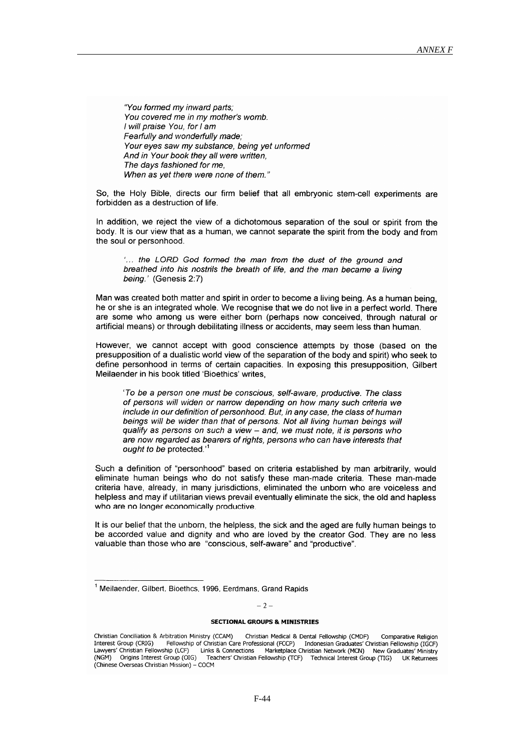*"You formed my inward parts;*
*You covered me in my mother's womb.*
*I will praise You, for I am*
*Fearfully and wonderfully made;*
*Your eyes saw my substance, being yet unformed*
*And in Your book they all were written,*
*The days fashioned for me,*
*When as yet there were none of them."*

So, the Holy Bible, directs our firm belief that all embryonic stem-cell experiments are forbidden as a destruction of life.

In addition, we reject the view of a dichotomous separation of the soul or spirit from the body. It is our view that as a human, we cannot separate the spirit from the body and from the soul or personhood.

> *'... the LORD God formed the man from the dust of the ground and breathed into his nostrils the breath of life, and the man became a living being.'* (Genesis 2:7)

Man was created both matter and spirit in order to become a living being. As a human being, he or she is an integrated whole. We recognise that we do not live in a perfect world. There are some who among us were either born (perhaps now conceived, through natural or artificial means) or through debilitating illness or accidents, may seem less than human.

However, we cannot accept with good conscience attempts by those (based on the presupposition of a dualistic world view of the separation of the body and spirit) who seek to define personhood in terms of certain capacities. In exposing this presupposition, Gilbert Meilaender in his book titled 'Bioethics' writes,

> *'To be a person one must be conscious, self-aware, productive. The class of persons will widen or narrow depending on how many such criteria we include in our definition of personhood. But, in any case, the class of human beings will be wider than that of persons. Not all living human beings will qualify as persons on such a view – and, we must note, it is persons who are now regarded as bearers of rights, persons who can have interests that ought to be* protected.'[1]

Such a definition of "personhood" based on criteria established by man arbitrarily, would eliminate human beings who do not satisfy these man-made criteria. These man-made criteria have, already, in many jurisdictions, eliminated the unborn who are voiceless and helpless and may if utilitarian views prevail eventually eliminate the sick, the old and hapless who are no longer economically productive.

It is our belief that the unborn, the helpless, the sick and the aged are fully human beings to be accorded value and dignity and who are loved by the creator God. They are no less valuable than those who are "conscious, self-aware" and "productive".

---

[1] Meilaender, Gilbert, Bioethcs, 1996, Eerdmans, Grand Rapids

**SECTIONAL GROUPS & MINISTRIES**

Christian Conciliation & Arbitration Ministry (CCAM) Christian Medical & Dental Fellowship (CMDF) Comparative Religion Interest Group (CRIG) Fellowship of Christian Care Professional (FCCP) Indonesian Graduates' Christian Fellowship (IGCF) Lawyers' Christian Fellowship (LCF) Links & Connections Marketplace Christian Network (MCN) New Graduates' Ministry (NGM) Origins Interest Group (OIG) Teachers' Christian Fellowship (TCF) Technical Interest Group (TIG) UK Returnees (Chinese Overseas Christian Mission) – COCM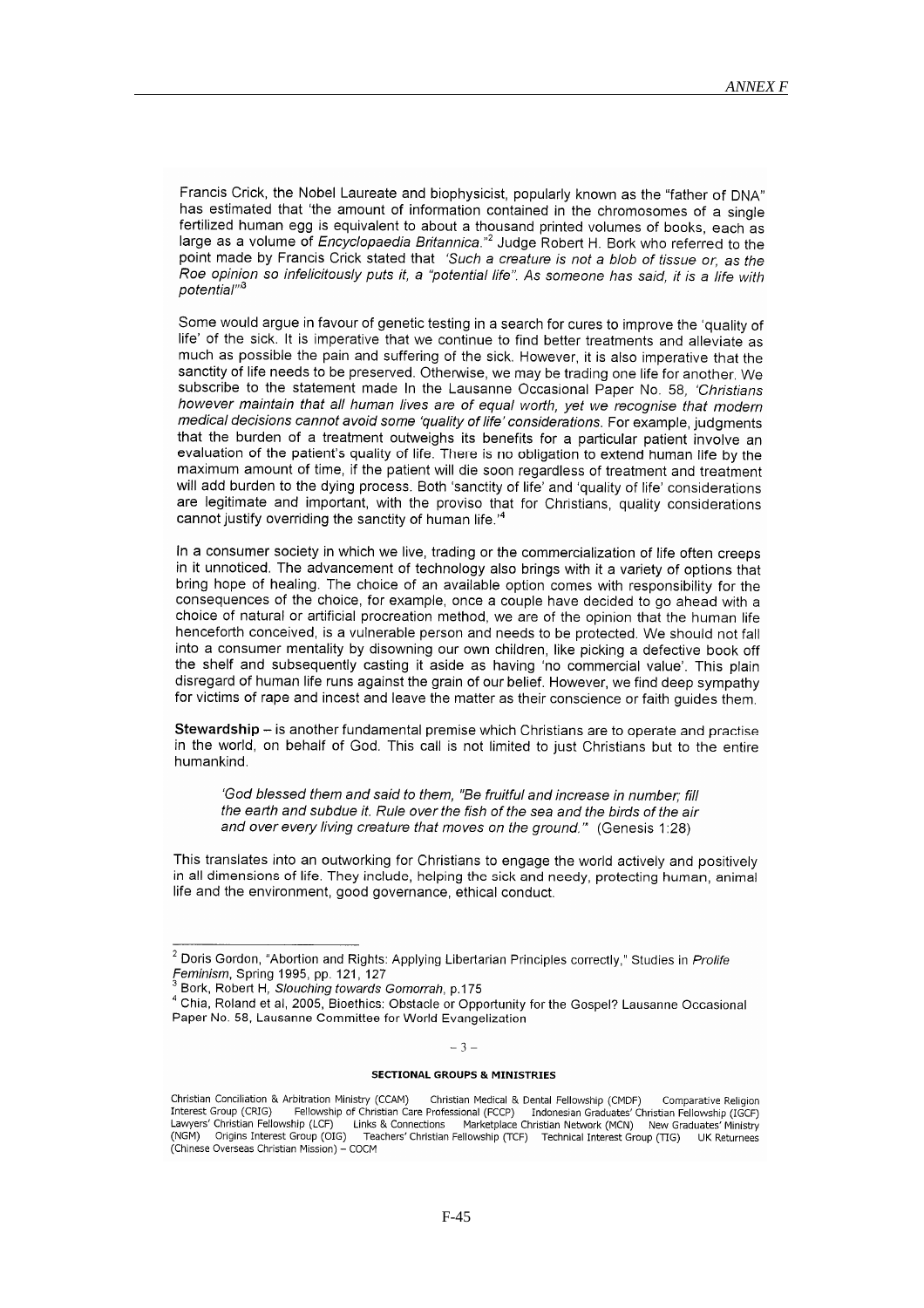Francis Crick, the Nobel Laureate and biophysicist, popularly known as the "father of DNA" has estimated that 'the amount of information contained in the chromosomes of a single fertilized human egg is equivalent to about a thousand printed volumes of books, each as large as a volume of *Encyclopaedia Britannica*."[2] Judge Robert H. Bork who referred to the point made by Francis Crick stated that *'Such a creature is not a blob of tissue or, as the Roe opinion so infelicitously puts it, a "potential life". As someone has said, it is a life with potential"*[3]

Some would argue in favour of genetic testing in a search for cures to improve the 'quality of life' of the sick. It is imperative that we continue to find better treatments and alleviate as much as possible the pain and suffering of the sick. However, it is also imperative that the sanctity of life needs to be preserved. Otherwise, we may be trading one life for another. We subscribe to the statement made In the Lausanne Occasional Paper No. 58, *'Christians however maintain that all human lives are of equal worth, yet we recognise that modern medical decisions cannot avoid some 'quality of life' considerations*. For example, judgments that the burden of a treatment outweighs its benefits for a particular patient involve an evaluation of the patient's quality of life. There is no obligation to extend human life by the maximum amount of time, if the patient will die soon regardless of treatment and treatment will add burden to the dying process. Both 'sanctity of life' and 'quality of life' considerations are legitimate and important, with the proviso that for Christians, quality considerations cannot justify overriding the sanctity of human life.'[4]

In a consumer society in which we live, trading or the commercialization of life often creeps in it unnoticed. The advancement of technology also brings with it a variety of options that bring hope of healing. The choice of an available option comes with responsibility for the consequences of the choice, for example, once a couple have decided to go ahead with a choice of natural or artificial procreation method, we are of the opinion that the human life henceforth conceived, is a vulnerable person and needs to be protected. We should not fall into a consumer mentality by disowning our own children, like picking a defective book off the shelf and subsequently casting it aside as having 'no commercial value'. This plain disregard of human life runs against the grain of our belief. However, we find deep sympathy for victims of rape and incest and leave the matter as their conscience or faith guides them.

**Stewardship** – is another fundamental premise which Christians are to operate and practise in the world, on behalf of God. This call is not limited to just Christians but to the entire humankind.

> *'God blessed them and said to them, "Be fruitful and increase in number; fill the earth and subdue it. Rule over the fish of the sea and the birds of the air and over every living creature that moves on the ground."'* (Genesis 1:28)

This translates into an outworking for Christians to engage the world actively and positively in all dimensions of life. They include, helping the sick and needy, protecting human, animal life and the environment, good governance, ethical conduct.

---

[2] Doris Gordon, "Abortion and Rights: Applying Libertarian Principles correctly," Studies in *Prolife Feminism*, Spring 1995, pp. 121, 127

[3] Bork, Robert H, *Slouching towards Gomorrah*, p.175

[4] Chia, Roland et al, 2005, Bioethics: Obstacle or Opportunity for the Gospel? Lausanne Occasional Paper No. 58, Lausanne Committee for World Evangelization

– 3 –

**SECTIONAL GROUPS & MINISTRIES**

Christian Conciliation & Arbitration Ministry (CCAM) Christian Medical & Dental Fellowship (CMDF) Comparative Religion Interest Group (CRIG) Fellowship of Christian Care Professional (FCCP) Indonesian Graduates' Christian Fellowship (IGCF) Lawyers' Christian Fellowship (LCF) Links & Connections Marketplace Christian Network (MCN) New Graduates' Ministry (NGM) Origins Interest Group (OIG) Teachers' Christian Fellowship (TCF) Technical Interest Group (TIG) UK Returnees (Chinese Overseas Christian Mission) – COCM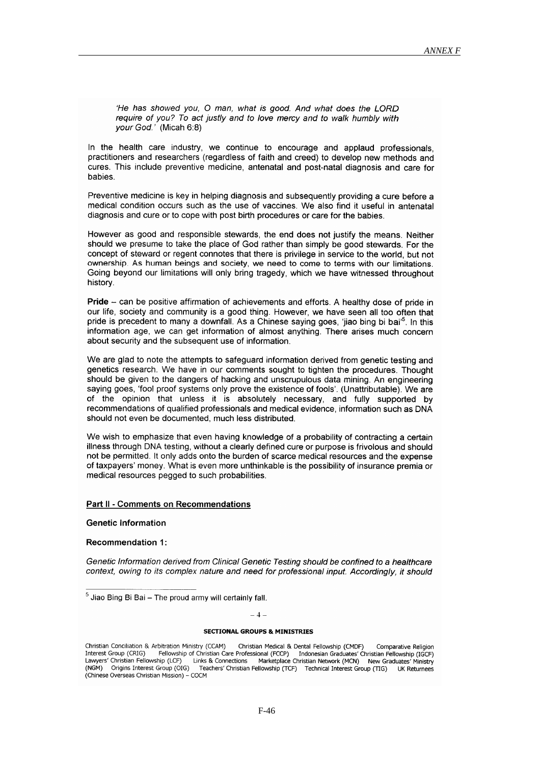*'He has showed you, O man, what is good. And what does the LORD require of you? To act justly and to love mercy and to walk humbly with your God.'* (Micah 6:8)

In the health care industry, we continue to encourage and applaud professionals, practitioners and researchers (regardless of faith and creed) to develop new methods and cures. This include preventive medicine, antenatal and post-natal diagnosis and care for babies.

Preventive medicine is key in helping diagnosis and subsequently providing a cure before a medical condition occurs such as the use of vaccines. We also find it useful in antenatal diagnosis and cure or to cope with post birth procedures or care for the babies.

However as good and responsible stewards, the end does not justify the means. Neither should we presume to take the place of God rather than simply be good stewards. For the concept of steward or regent connotes that there is privilege in service to the world, but not ownership. As human beings and society, we need to come to terms with our limitations. Going beyond our limitations will only bring tragedy, which we have witnessed throughout history.

**Pride** – can be positive affirmation of achievements and efforts. A healthy dose of pride in our life, society and community is a good thing. However, we have seen all too often that pride is precedent to many a downfall. As a Chinese saying goes, 'jiao bing bi bai'[5]. In this information age, we can get information of almost anything. There arises much concern about security and the subsequent use of information.

We are glad to note the attempts to safeguard information derived from genetic testing and genetics research. We have in our comments sought to tighten the procedures. Thought should be given to the dangers of hacking and unscrupulous data mining. An engineering saying goes, 'fool proof systems only prove the existence of fools'. (Unattributable). We are of the opinion that unless it is absolutely necessary, and fully supported by recommendations of qualified professionals and medical evidence, information such as DNA should not even be documented, much less distributed.

We wish to emphasize that even having knowledge of a probability of contracting a certain illness through DNA testing, without a clearly defined cure or purpose is frivolous and should not be permitted. It only adds onto the burden of scarce medical resources and the expense of taxpayers' money. What is even more unthinkable is the possibility of insurance premia or medical resources pegged to such probabilities.

## Part II - Comments on Recommendations

### Genetic Information

**Recommendation 1:**

*Genetic Information derived from Clinical Genetic Testing should be confined to a healthcare context, owing to its complex nature and need for professional input. Accordingly, it should*

[5] Jiao Bing Bi Bai – The proud army will certainly fall.

**SECTIONAL GROUPS & MINISTRIES**

Christian Conciliation & Arbitration Ministry (CCAM) Christian Medical & Dental Fellowship (CMDF) Comparative Religion Interest Group (CRIG) Fellowship of Christian Care Professional (FCCP) Indonesian Graduates' Christian Fellowship (IGCF) Lawyers' Christian Fellowship (LCF) Links & Connections Marketplace Christian Network (MCN) New Graduates' Ministry (NGM) Origins Interest Group (OIG) Teachers' Christian Fellowship (TCF) Technical Interest Group (TIG) UK Returnees (Chinese Overseas Christian Mission) – COCM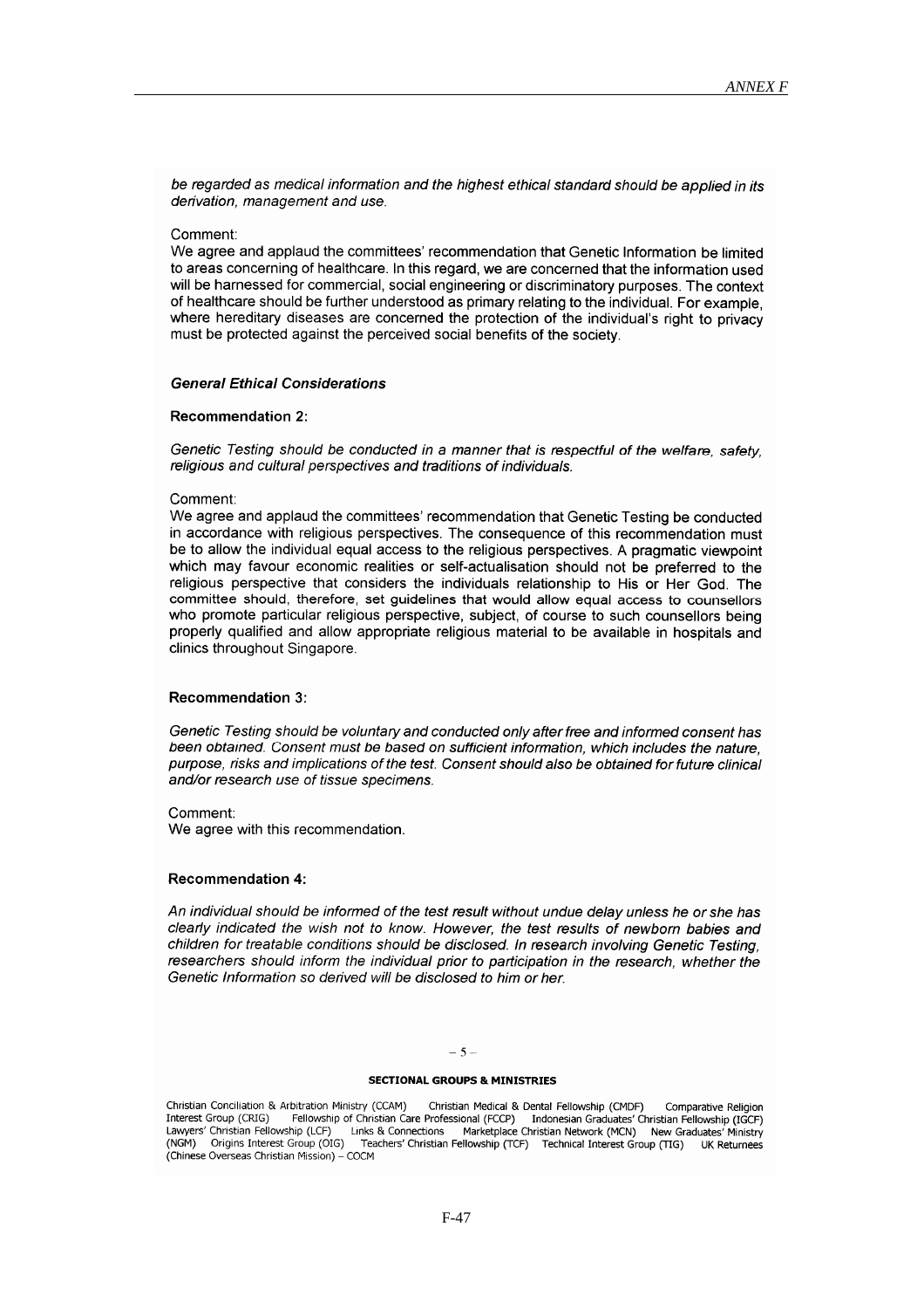*be regarded as medical information and the highest ethical standard should be applied in its derivation, management and use.*

Comment:
We agree and applaud the committees' recommendation that Genetic Information be limited to areas concerning of healthcare. In this regard, we are concerned that the information used will be harnessed for commercial, social engineering or discriminatory purposes. The context of healthcare should be further understood as primary relating to the individual. For example, where hereditary diseases are concerned the protection of the individual's right to privacy must be protected against the perceived social benefits of the society.

***General Ethical Considerations***

**Recommendation 2:**

*Genetic Testing should be conducted in a manner that is respectful of the welfare, safety, religious and cultural perspectives and traditions of individuals.*

Comment:
We agree and applaud the committees' recommendation that Genetic Testing be conducted in accordance with religious perspectives. The consequence of this recommendation must be to allow the individual equal access to the religious perspectives. A pragmatic viewpoint which may favour economic realities or self-actualisation should not be preferred to the religious perspective that considers the individuals relationship to His or Her God. The committee should, therefore, set guidelines that would allow equal access to counsellors who promote particular religious perspective, subject, of course to such counsellors being properly qualified and allow appropriate religious material to be available in hospitals and clinics throughout Singapore.

**Recommendation 3:**

*Genetic Testing should be voluntary and conducted only after free and informed consent has been obtained. Consent must be based on sufficient information, which includes the nature, purpose, risks and implications of the test. Consent should also be obtained for future clinical and/or research use of tissue specimens.*

Comment:
We agree with this recommendation.

**Recommendation 4:**

*An individual should be informed of the test result without undue delay unless he or she has clearly indicated the wish not to know. However, the test results of newborn babies and children for treatable conditions should be disclosed. In research involving Genetic Testing, researchers should inform the individual prior to participation in the research, whether the Genetic Information so derived will be disclosed to him or her.*

**SECTIONAL GROUPS & MINISTRIES**

Christian Conciliation & Arbitration Ministry (CCAM) Christian Medical & Dental Fellowship (CMDF) Comparative Religion Interest Group (CRIG) Fellowship of Christian Care Professional (FCCP) Indonesian Graduates' Christian Fellowship (IGCF) Lawyers' Christian Fellowship (LCF) Links & Connections Marketplace Christian Network (MCN) New Graduates' Ministry (NGM) Origins Interest Group (OIG) Teachers' Christian Fellowship (TCF) Technical Interest Group (TIG) UK Returnees (Chinese Overseas Christian Mission) – COCM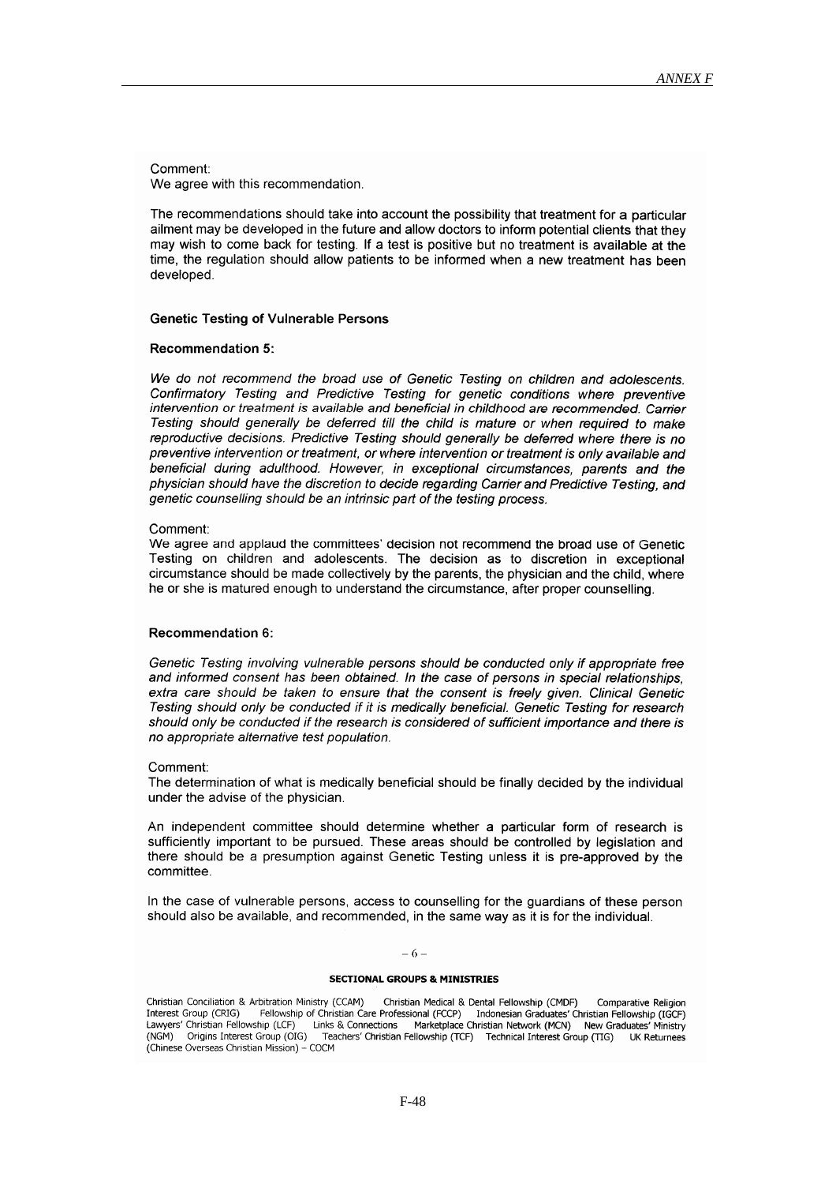Comment:
We agree with this recommendation.

The recommendations should take into account the possibility that treatment for a particular ailment may be developed in the future and allow doctors to inform potential clients that they may wish to come back for testing. If a test is positive but no treatment is available at the time, the regulation should allow patients to be informed when a new treatment has been developed.

**Genetic Testing of Vulnerable Persons**

**Recommendation 5:**

*We do not recommend the broad use of Genetic Testing on children and adolescents. Confirmatory Testing and Predictive Testing for genetic conditions where preventive intervention or treatment is available and beneficial in childhood are recommended. Carrier Testing should generally be deferred till the child is mature or when required to make reproductive decisions. Predictive Testing should generally be deferred where there is no preventive intervention or treatment, or where intervention or treatment is only available and beneficial during adulthood. However, in exceptional circumstances, parents and the physician should have the discretion to decide regarding Carrier and Predictive Testing, and genetic counselling should be an intrinsic part of the testing process.*

Comment:
We agree and applaud the committees' decision not recommend the broad use of Genetic Testing on children and adolescents. The decision as to discretion in exceptional circumstance should be made collectively by the parents, the physician and the child, where he or she is matured enough to understand the circumstance, after proper counselling.

**Recommendation 6:**

*Genetic Testing involving vulnerable persons should be conducted only if appropriate free and informed consent has been obtained. In the case of persons in special relationships, extra care should be taken to ensure that the consent is freely given. Clinical Genetic Testing should only be conducted if it is medically beneficial. Genetic Testing for research should only be conducted if the research is considered of sufficient importance and there is no appropriate alternative test population.*

Comment:
The determination of what is medically beneficial should be finally decided by the individual under the advise of the physician.

An independent committee should determine whether a particular form of research is sufficiently important to be pursued. These areas should be controlled by legislation and there should be a presumption against Genetic Testing unless it is pre-approved by the committee.

In the case of vulnerable persons, access to counselling for the guardians of these person should also be available, and recommended, in the same way as it is for the individual.

**SECTIONAL GROUPS & MINISTRIES**

Christian Conciliation & Arbitration Ministry (CCAM) Christian Medical & Dental Fellowship (CMDF) Comparative Religion Interest Group (CRIG) Fellowship of Christian Care Professional (FCCP) Indonesian Graduates' Christian Fellowship (IGCF) Lawyers' Christian Fellowship (LCF) Links & Connections Marketplace Christian Network (MCN) New Graduates' Ministry (NGM) Origins Interest Group (OIG) Teachers' Christian Fellowship (TCF) Technical Interest Group (TIG) UK Returnees (Chinese Overseas Christian Mission) – COCM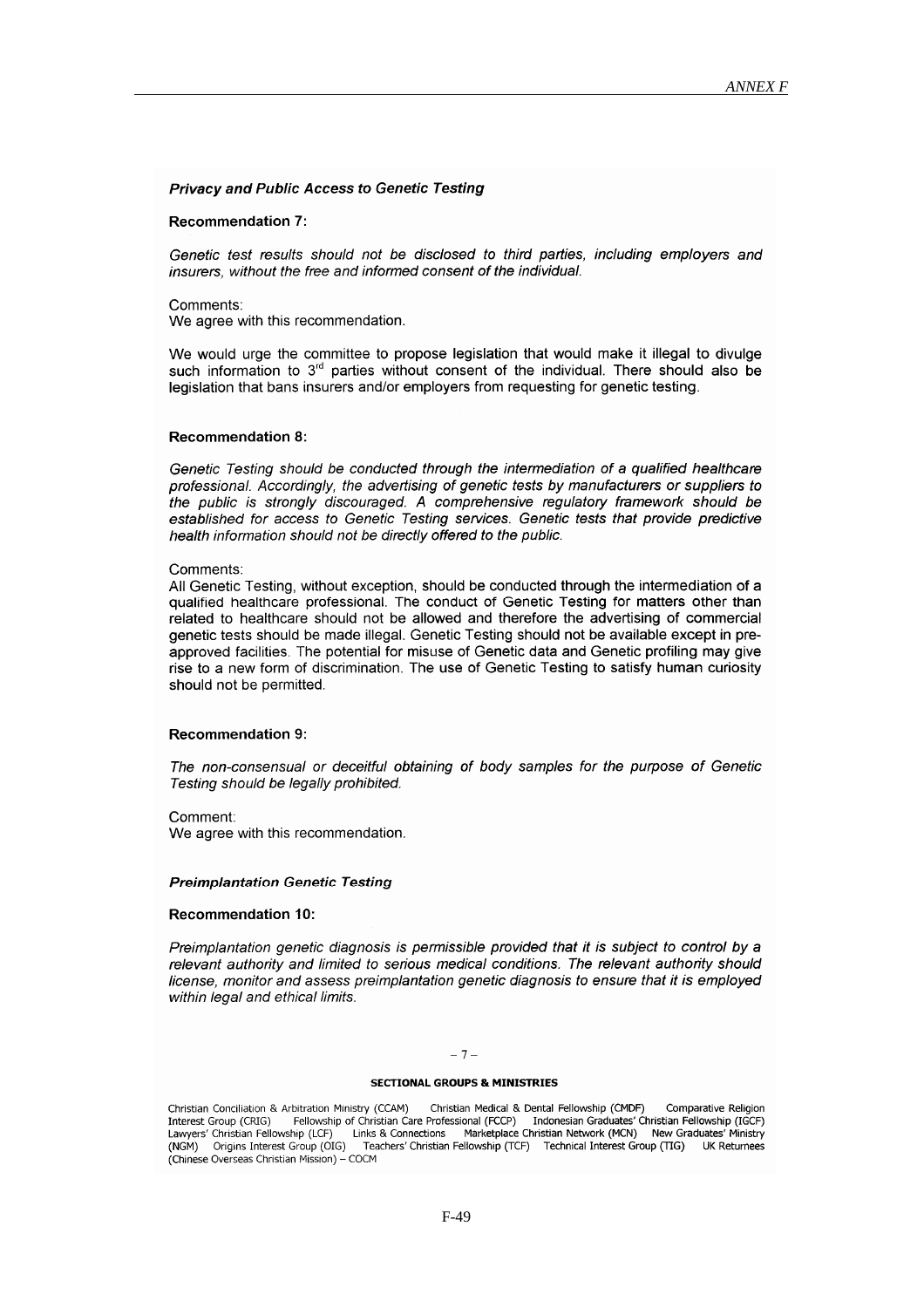***Privacy and Public Access to Genetic Testing***

**Recommendation 7:**

*Genetic test results should not be disclosed to third parties, including employers and insurers, without the free and informed consent of the individual.*

Comments:
We agree with this recommendation.

We would urge the committee to propose legislation that would make it illegal to divulge such information to 3rd parties without consent of the individual. There should also be legislation that bans insurers and/or employers from requesting for genetic testing.

**Recommendation 8:**

*Genetic Testing should be conducted through the intermediation of a qualified healthcare professional. Accordingly, the advertising of genetic tests by manufacturers or suppliers to the public is strongly discouraged. A comprehensive regulatory framework should be established for access to Genetic Testing services. Genetic tests that provide predictive health information should not be directly offered to the public.*

Comments:
All Genetic Testing, without exception, should be conducted through the intermediation of a qualified healthcare professional. The conduct of Genetic Testing for matters other than related to healthcare should not be allowed and therefore the advertising of commercial genetic tests should be made illegal. Genetic Testing should not be available except in pre-approved facilities. The potential for misuse of Genetic data and Genetic profiling may give rise to a new form of discrimination. The use of Genetic Testing to satisfy human curiosity should not be permitted.

**Recommendation 9:**

*The non-consensual or deceitful obtaining of body samples for the purpose of Genetic Testing should be legally prohibited.*

Comment:
We agree with this recommendation.

***Preimplantation Genetic Testing***

**Recommendation 10:**

*Preimplantation genetic diagnosis is permissible provided that it is subject to control by a relevant authority and limited to serious medical conditions. The relevant authority should license, monitor and assess preimplantation genetic diagnosis to ensure that it is employed within legal and ethical limits.*

**SECTIONAL GROUPS & MINISTRIES**

Christian Conciliation & Arbitration Ministry (CCAM) Christian Medical & Dental Fellowship (CMDF) Comparative Religion Interest Group (CRIG) Fellowship of Christian Care Professional (FCCP) Indonesian Graduates' Christian Fellowship (IGCF) Lawyers' Christian Fellowship (LCF) Links & Connections Marketplace Christian Network (MCN) New Graduates' Ministry (NGM) Origins Interest Group (OIG) Teachers' Christian Fellowship (TCF) Technical Interest Group (TIG) UK Returnees (Chinese Overseas Christian Mission) – COCM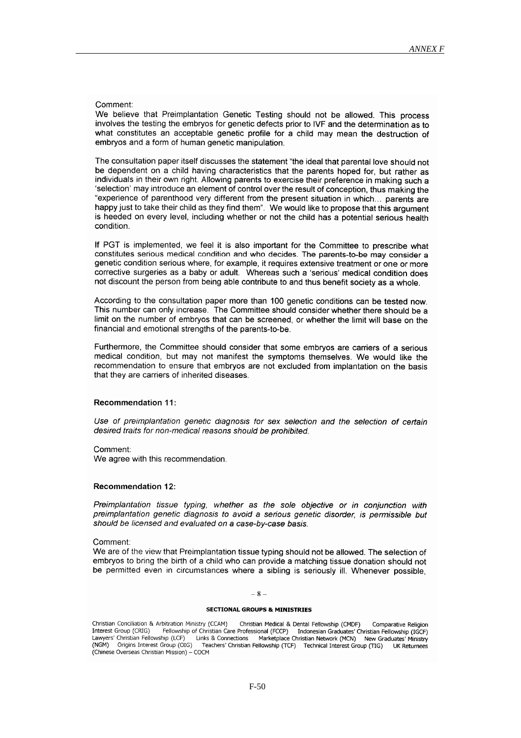Comment:
We believe that Preimplantation Genetic Testing should not be allowed. This process involves the testing the embryos for genetic defects prior to IVF and the determination as to what constitutes an acceptable genetic profile for a child may mean the destruction of embryos and a form of human genetic manipulation.

The consultation paper itself discusses the statement "the ideal that parental love should not be dependent on a child having characteristics that the parents hoped for, but rather as individuals in their own right. Allowing parents to exercise their preference in making such a 'selection' may introduce an element of control over the result of conception, thus making the "experience of parenthood very different from the present situation in which... parents are happy just to take their child as they find them". We would like to propose that this argument is heeded on every level, including whether or not the child has a potential serious health condition.

If PGT is implemented, we feel it is also important for the Committee to prescribe what constitutes serious medical condition and who decides. The parents-to-be may consider a genetic condition serious where, for example, it requires extensive treatment or one or more corrective surgeries as a baby or adult. Whereas such a 'serious' medical condition does not discount the person from being able contribute to and thus benefit society as a whole.

According to the consultation paper more than 100 genetic conditions can be tested now. This number can only increase. The Committee should consider whether there should be a limit on the number of embryos that can be screened, or whether the limit will base on the financial and emotional strengths of the parents-to-be.

Furthermore, the Committee should consider that some embryos are carriers of a serious medical condition, but may not manifest the symptoms themselves. We would like the recommendation to ensure that embryos are not excluded from implantation on the basis that they are carriers of inherited diseases.

**Recommendation 11:**

*Use of preimplantation genetic diagnosis for sex selection and the selection of certain desired traits for non-medical reasons should be prohibited.*

Comment:
We agree with this recommendation.

**Recommendation 12:**

*Preimplantation tissue typing, whether as the sole objective or in conjunction with preimplantation genetic diagnosis to avoid a serious genetic disorder, is permissible but should be licensed and evaluated on a case-by-case basis.*

Comment:
We are of the view that Preimplantation tissue typing should not be allowed. The selection of embryos to bring the birth of a child who can provide a matching tissue donation should not be permitted even in circumstances where a sibling is seriously ill. Whenever possible,

**SECTIONAL GROUPS & MINISTRIES**

Christian Conciliation & Arbitration Ministry (CCAM) Christian Medical & Dental Fellowship (CMDF) Comparative Religion Interest Group (CRIG) Fellowship of Christian Care Professional (FCCP) Indonesian Graduates' Christian Fellowship (IGCF) Lawyers' Christian Fellowship (LCF) Links & Connections Marketplace Christian Network (MCN) New Graduates' Ministry (NGM) Origins Interest Group (OIG) Teachers' Christian Fellowship (TCF) Technical Interest Group (TIG) UK Returnees (Chinese Overseas Christian Mission) – COCM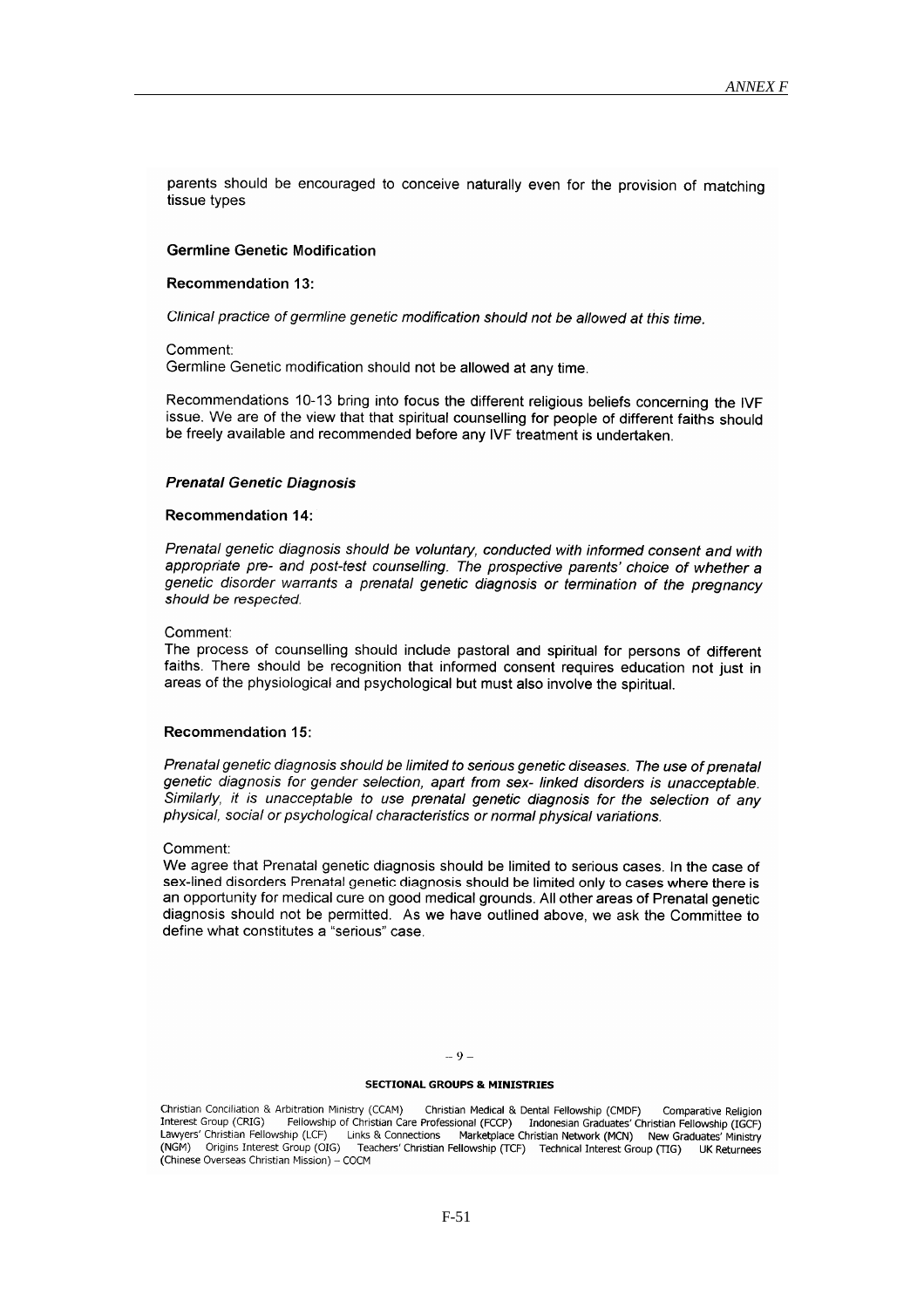parents should be encouraged to conceive naturally even for the provision of matching tissue types

**Germline Genetic Modification**

**Recommendation 13:**

*Clinical practice of germline genetic modification should not be allowed at this time.*

Comment:
Germline Genetic modification should not be allowed at any time.

Recommendations 10-13 bring into focus the different religious beliefs concerning the IVF issue. We are of the view that that spiritual counselling for people of different faiths should be freely available and recommended before any IVF treatment is undertaken.

***Prenatal Genetic Diagnosis***

**Recommendation 14:**

*Prenatal genetic diagnosis should be voluntary, conducted with informed consent and with appropriate pre- and post-test counselling. The prospective parents' choice of whether a genetic disorder warrants a prenatal genetic diagnosis or termination of the pregnancy should be respected.*

Comment:
The process of counselling should include pastoral and spiritual for persons of different faiths. There should be recognition that informed consent requires education not just in areas of the physiological and psychological but must also involve the spiritual.

**Recommendation 15:**

*Prenatal genetic diagnosis should be limited to serious genetic diseases. The use of prenatal genetic diagnosis for gender selection, apart from sex- linked disorders is unacceptable. Similarly, it is unacceptable to use prenatal genetic diagnosis for the selection of any physical, social or psychological characteristics or normal physical variations.*

Comment:
We agree that Prenatal genetic diagnosis should be limited to serious cases. In the case of sex-lined disorders Prenatal genetic diagnosis should be limited only to cases where there is an opportunity for medical cure on good medical grounds. All other areas of Prenatal genetic diagnosis should not be permitted. As we have outlined above, we ask the Committee to define what constitutes a "serious" case.

**SECTIONAL GROUPS & MINISTRIES**

Christian Conciliation & Arbitration Ministry (CCAM) Christian Medical & Dental Fellowship (CMDF) Comparative Religion Interest Group (CRIG) Fellowship of Christian Care Professional (FCCP) Indonesian Graduates' Christian Fellowship (IGCF) Lawyers' Christian Fellowship (LCF) Links & Connections Marketplace Christian Network (MCN) New Graduates' Ministry (NGM) Origins Interest Group (OIG) Teachers' Christian Fellowship (TCF) Technical Interest Group (TIG) UK Returnees (Chinese Overseas Christian Mission) – COCM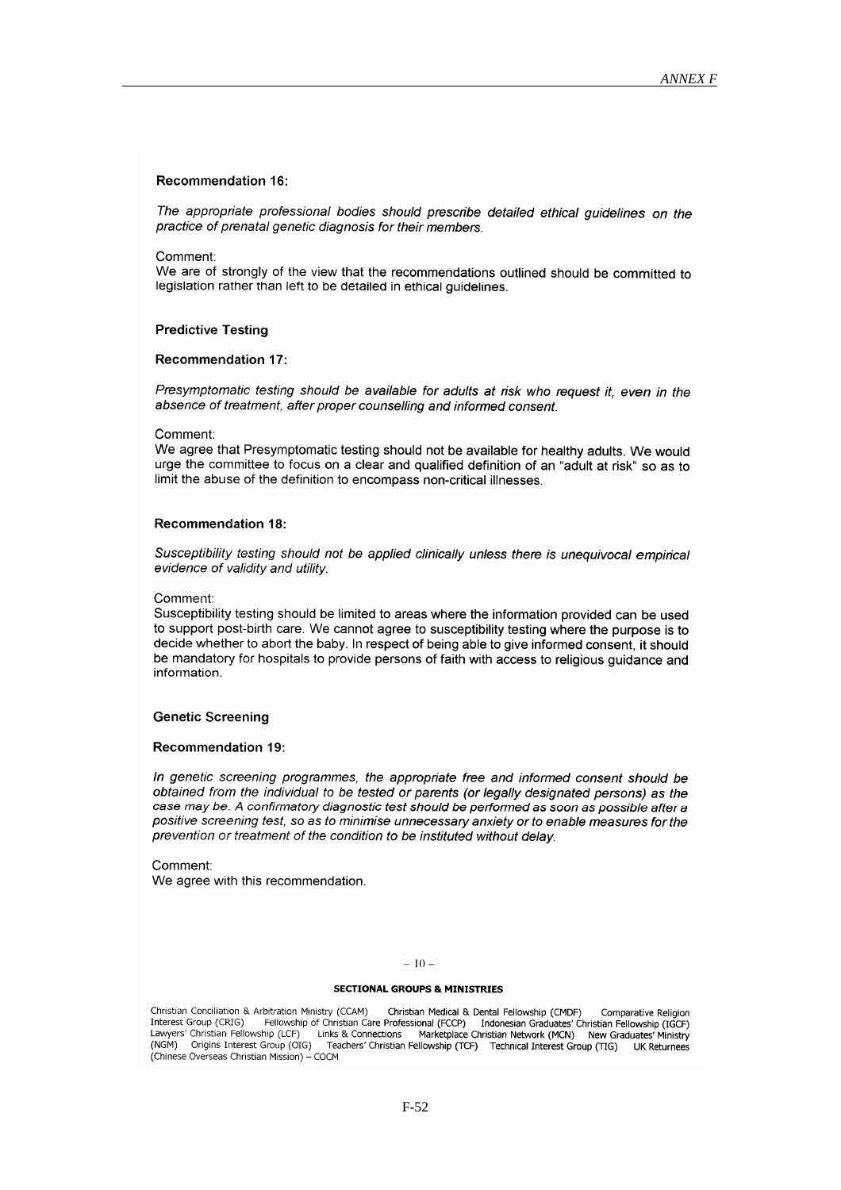**Recommendation 16:**

*The appropriate professional bodies should prescribe detailed ethical guidelines on the practice of prenatal genetic diagnosis for their members.*

Comment:
We are of strongly of the view that the recommendations outlined should be committed to legislation rather than left to be detailed in ethical guidelines.

**Predictive Testing**

**Recommendation 17:**

*Presymptomatic testing should be available for adults at risk who request it, even in the absence of treatment, after proper counselling and informed consent.*

Comment:
We agree that Presymptomatic testing should not be available for healthy adults. We would urge the committee to focus on a clear and qualified definition of an "adult at risk" so as to limit the abuse of the definition to encompass non-critical illnesses.

**Recommendation 18:**

*Susceptibility testing should not be applied clinically unless there is unequivocal empirical evidence of validity and utility.*

Comment:
Susceptibility testing should be limited to areas where the information provided can be used to support post-birth care. We cannot agree to susceptibility testing where the purpose is to decide whether to abort the baby. In respect of being able to give informed consent, it should be mandatory for hospitals to provide persons of faith with access to religious guidance and information.

**Genetic Screening**

**Recommendation 19:**

*In genetic screening programmes, the appropriate free and informed consent should be obtained from the individual to be tested or parents (or legally designated persons) as the case may be. A confirmatory diagnostic test should be performed as soon as possible after a positive screening test, so as to minimise unnecessary anxiety or to enable measures for the prevention or treatment of the condition to be instituted without delay.*

Comment:
We agree with this recommendation.

**SECTIONAL GROUPS & MINISTRIES**

Christian Conciliation & Arbitration Ministry (CCAM) Christian Medical & Dental Fellowship (CMDF) Comparative Religion Interest Group (CRIG) Fellowship of Christian Care Professional (FCCP) Indonesian Graduates' Christian Fellowship (IGCF) Lawyers' Christian Fellowship (LCF) Links & Connections Marketplace Christian Network (MCN) New Graduates' Ministry (NGM) Origins Interest Group (OIG) Teachers' Christian Fellowship (TCF) Technical Interest Group (TIG) UK Returnees (Chinese Overseas Christian Mission) – COCM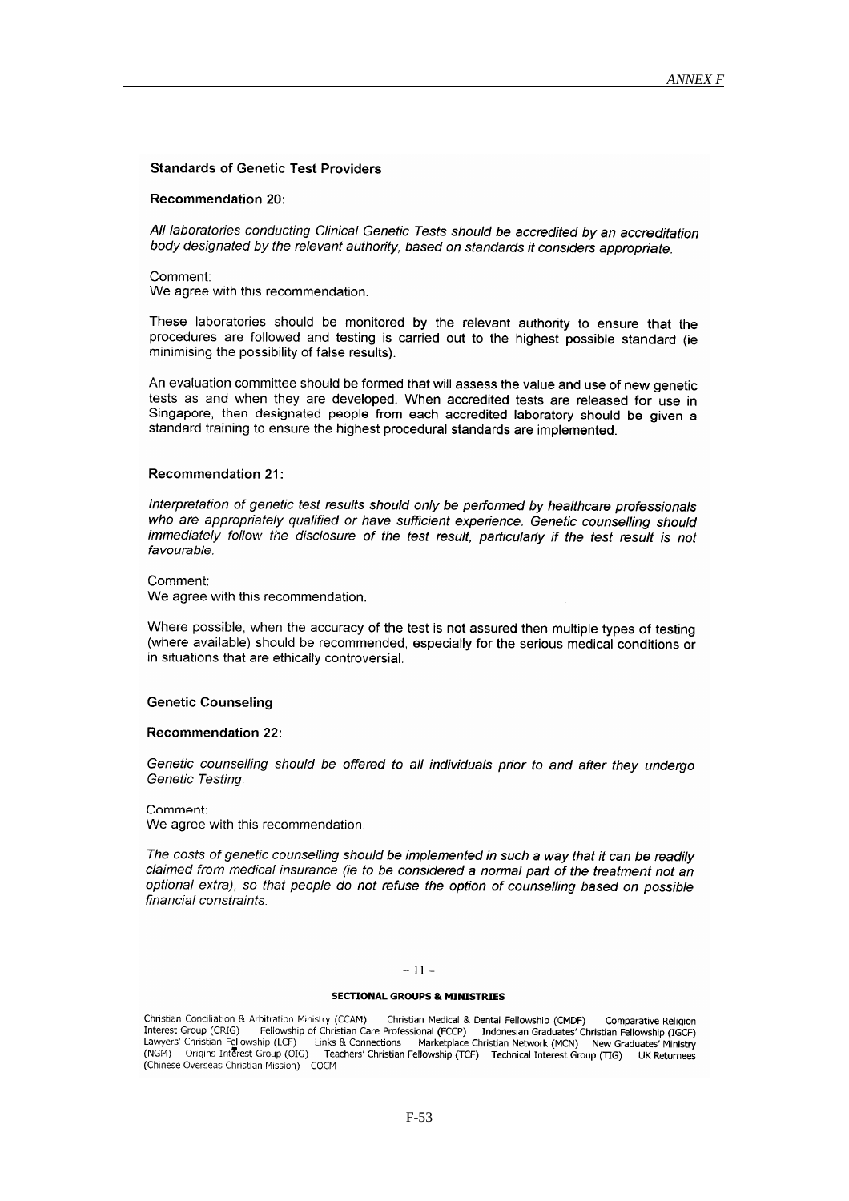**Standards of Genetic Test Providers**

**Recommendation 20:**

*All laboratories conducting Clinical Genetic Tests should be accredited by an accreditation body designated by the relevant authority, based on standards it considers appropriate.*

Comment:
We agree with this recommendation.

These laboratories should be monitored by the relevant authority to ensure that the procedures are followed and testing is carried out to the highest possible standard (ie minimising the possibility of false results).

An evaluation committee should be formed that will assess the value and use of new genetic tests as and when they are developed. When accredited tests are released for use in Singapore, then designated people from each accredited laboratory should be given a standard training to ensure the highest procedural standards are implemented.

**Recommendation 21:**

*Interpretation of genetic test results should only be performed by healthcare professionals who are appropriately qualified or have sufficient experience. Genetic counselling should immediately follow the disclosure of the test result, particularly if the test result is not favourable.*

Comment:
We agree with this recommendation.

Where possible, when the accuracy of the test is not assured then multiple types of testing (where available) should be recommended, especially for the serious medical conditions or in situations that are ethically controversial.

**Genetic Counseling**

**Recommendation 22:**

*Genetic counselling should be offered to all individuals prior to and after they undergo Genetic Testing.*

Comment:
We agree with this recommendation.

*The costs of genetic counselling should be implemented in such a way that it can be readily claimed from medical insurance (ie to be considered a normal part of the treatment not an optional extra), so that people do not refuse the option of counselling based on possible financial constraints.*

**SECTIONAL GROUPS & MINISTRIES**

Christian Conciliation & Arbitration Ministry (CCAM) Christian Medical & Dental Fellowship (CMDF) Comparative Religion Interest Group (CRIG) Fellowship of Christian Care Professional (FCCP) Indonesian Graduates' Christian Fellowship (IGCF) Lawyers' Christian Fellowship (LCF) Links & Connections Marketplace Christian Network (MCN) New Graduates' Ministry (NGM) Origins Interest Group (OIG) Teachers' Christian Fellowship (TCF) Technical Interest Group (TIG) UK Returnees (Chinese Overseas Christian Mission) – COCM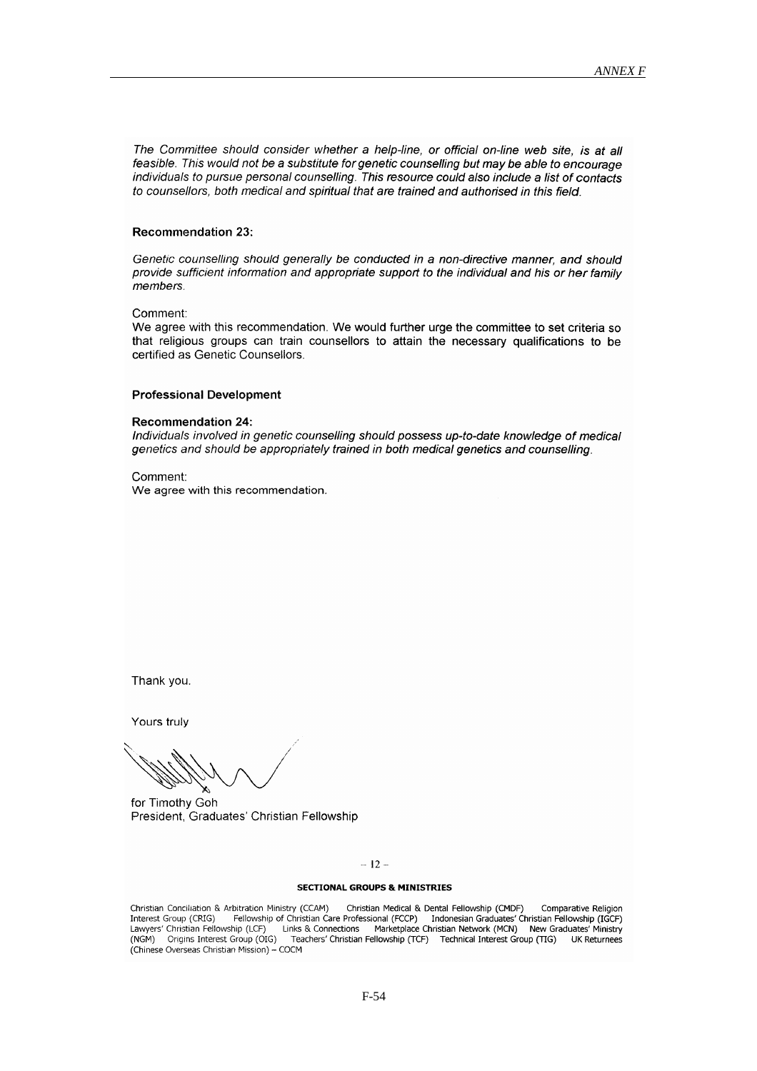*The Committee should consider whether a help-line, or official on-line web site, is at all feasible. This would not be a substitute for genetic counselling but may be able to encourage individuals to pursue personal counselling. This resource could also include a list of contacts to counsellors, both medical and spiritual that are trained and authorised in this field.*

**Recommendation 23:**

*Genetic counselling should generally be conducted in a non-directive manner, and should provide sufficient information and appropriate support to the individual and his or her family members.*

Comment:

We agree with this recommendation. We would further urge the committee to set criteria so that religious groups can train counsellors to attain the necessary qualifications to be certified as Genetic Counsellors.

**Professional Development**

**Recommendation 24:**

*Individuals involved in genetic counselling should possess up-to-date knowledge of medical genetics and should be appropriately trained in both medical genetics and counselling.*

Comment:

We agree with this recommendation.

Thank you.

Yours truly

for Timothy Goh
President, Graduates' Christian Fellowship

– 12 –

**SECTIONAL GROUPS & MINISTRIES**

Christian Conciliation & Arbitration Ministry (CCAM) Christian Medical & Dental Fellowship (CMDF) Comparative Religion Interest Group (CRIG) Fellowship of Christian Care Professional (FCCP) Indonesian Graduates' Christian Fellowship (IGCF) Lawyers' Christian Fellowship (LCF) Links & Connections Marketplace Christian Network (MCN) New Graduates' Ministry (NGM) Origins Interest Group (OIG) Teachers' Christian Fellowship (TCF) Technical Interest Group (TIG) UK Returnees (Chinese Overseas Christian Mission) – COCM